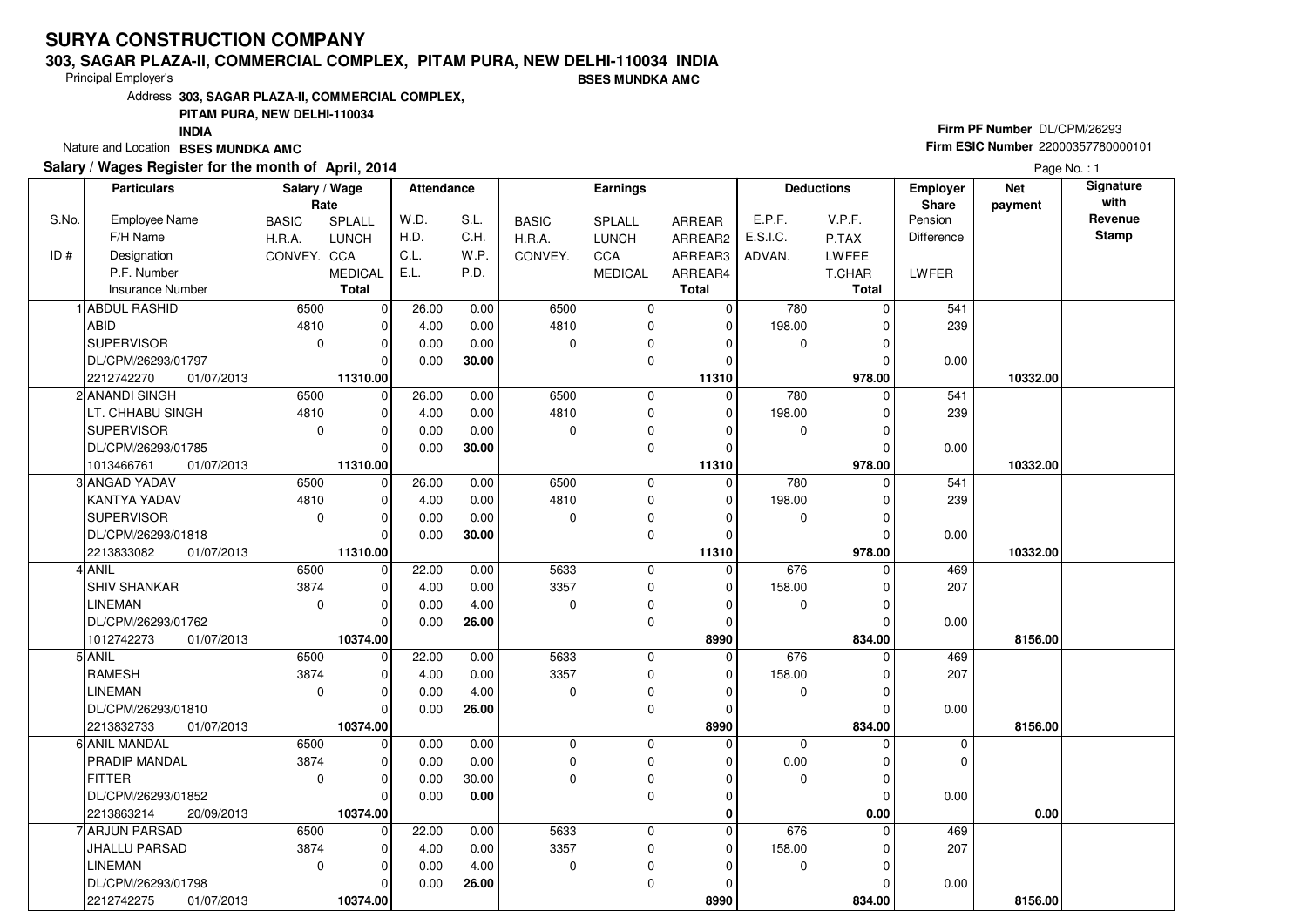# SURYA CONSTRUCTION COMPANY

**303, SAGAR PLAZA-II, COMMERCIAL COMPLEX, PITAM PURA, NEW DELHI-110034 INDIA**

Principal Employer's **BSES MUNDKA AMC**

Address **303, SAGAR PLAZA-II, COMMERCIAL COMPLEX, PITAM PURA, NEW DELHI-110034 INDIA**

Nature and Location **BSES MUNDKA AMC**

**Firm PF Number** DL/CPM/26293
**Firm ESIC Number** 22000357780000101

**Salary / Wages Register for the month of April, 2014**

Page No. : 1

| S.No. / ID # | Particulars: Employee Name / F/H Name / Designation / P.F. Number / Insurance Number | Salary / Wage Rate: BASIC / H.R.A. / CONVEY. | SPLALL / LUNCH / CCA / MEDICAL / Total | Attendance: W.D. / H.D. / C.L. / E.L. | S.L. / C.H. / W.P. / P.D. | Earnings: BASIC / H.R.A. / CONVEY. | SPLALL / LUNCH / CCA / MEDICAL | ARREAR / ARREAR2 / ARREAR3 / ARREAR4 / Total | Deductions: E.P.F. / E.S.I.C. / ADVAN. | V.P.F. / P.TAX / LWFEE / T.CHAR / Total | Employer Share: Pension / Difference / LWFER | Net payment | Signature with Revenue Stamp |
|---|---|---|---|---|---|---|---|---|---|---|---|---|---|
| 1 | ABDUL RASHID | 6500 | 0 | 26.00 | 0.00 | 6500 | 0 | 0 | 780 | 0 | 541 | | |
| | ABID | 4810 | 0 | 4.00 | 0.00 | 4810 | 0 | 0 | 198.00 | 0 | 239 | | |
| | SUPERVISOR | 0 | 0 | 0.00 | 0.00 | 0 | 0 | 0 | 0 | 0 | | | |
| | DL/CPM/26293/01797 | | 0 | 0.00 | **30.00** | | 0 | 0 | | 0 | 0.00 | | |
| | 2212742270 01/07/2013 | | **11310.00** | | | | | **11310** | | **978.00** | | **10332.00** | |
| 2 | ANANDI SINGH | 6500 | 0 | 26.00 | 0.00 | 6500 | 0 | 0 | 780 | 0 | 541 | | |
| | LT. CHHABU SINGH | 4810 | 0 | 4.00 | 0.00 | 4810 | 0 | 0 | 198.00 | 0 | 239 | | |
| | SUPERVISOR | 0 | 0 | 0.00 | 0.00 | 0 | 0 | 0 | 0 | 0 | | | |
| | DL/CPM/26293/01785 | | 0 | 0.00 | **30.00** | | 0 | 0 | | 0 | 0.00 | | |
| | 1013466761 01/07/2013 | | **11310.00** | | | | | **11310** | | **978.00** | | **10332.00** | |
| 3 | ANGAD YADAV | 6500 | 0 | 26.00 | 0.00 | 6500 | 0 | 0 | 780 | 0 | 541 | | |
| | KANTYA YADAV | 4810 | 0 | 4.00 | 0.00 | 4810 | 0 | 0 | 198.00 | 0 | 239 | | |
| | SUPERVISOR | 0 | 0 | 0.00 | 0.00 | 0 | 0 | 0 | 0 | 0 | | | |
| | DL/CPM/26293/01818 | | 0 | 0.00 | **30.00** | | 0 | 0 | | 0 | 0.00 | | |
| | 2213833082 01/07/2013 | | **11310.00** | | | | | **11310** | | **978.00** | | **10332.00** | |
| 4 | ANIL | 6500 | 0 | 22.00 | 0.00 | 5633 | 0 | 0 | 676 | 0 | 469 | | |
| | SHIV SHANKAR | 3874 | 0 | 4.00 | 0.00 | 3357 | 0 | 0 | 158.00 | 0 | 207 | | |
| | LINEMAN | 0 | 0 | 0.00 | 4.00 | 0 | 0 | 0 | 0 | 0 | | | |
| | DL/CPM/26293/01762 | | 0 | 0.00 | **26.00** | | 0 | 0 | | 0 | 0.00 | | |
| | 1012742273 01/07/2013 | | **10374.00** | | | | | **8990** | | **834.00** | | **8156.00** | |
| 5 | ANIL | 6500 | 0 | 22.00 | 0.00 | 5633 | 0 | 0 | 676 | 0 | 469 | | |
| | RAMESH | 3874 | 0 | 4.00 | 0.00 | 3357 | 0 | 0 | 158.00 | 0 | 207 | | |
| | LINEMAN | 0 | 0 | 0.00 | 4.00 | 0 | 0 | 0 | 0 | 0 | | | |
| | DL/CPM/26293/01810 | | 0 | 0.00 | **26.00** | | 0 | 0 | | 0 | 0.00 | | |
| | 2213832733 01/07/2013 | | **10374.00** | | | | | **8990** | | **834.00** | | **8156.00** | |
| 6 | ANIL MANDAL | 6500 | 0 | 0.00 | 0.00 | 0 | 0 | 0 | 0 | 0 | 0 | | |
| | PRADIP MANDAL | 3874 | 0 | 0.00 | 0.00 | 0 | 0 | 0 | 0.00 | 0 | 0 | | |
| | FITTER | 0 | 0 | 0.00 | 30.00 | 0 | 0 | 0 | 0 | 0 | | | |
| | DL/CPM/26293/01852 | | 0 | 0.00 | **0.00** | | 0 | 0 | | 0 | 0.00 | | |
| | 2213863214 20/09/2013 | | **10374.00** | | | | | **0** | | **0.00** | | **0.00** | |
| 7 | ARJUN PARSAD | 6500 | 0 | 22.00 | 0.00 | 5633 | 0 | 0 | 676 | 0 | 469 | | |
| | JHALLU PARSAD | 3874 | 0 | 4.00 | 0.00 | 3357 | 0 | 0 | 158.00 | 0 | 207 | | |
| | LINEMAN | 0 | 0 | 0.00 | 4.00 | 0 | 0 | 0 | 0 | 0 | | | |
| | DL/CPM/26293/01798 | | 0 | 0.00 | **26.00** | | 0 | 0 | | 0 | 0.00 | | |
| | 2212742275 01/07/2013 | | **10374.00** | | | | | **8990** | | **834.00** | | **8156.00** | |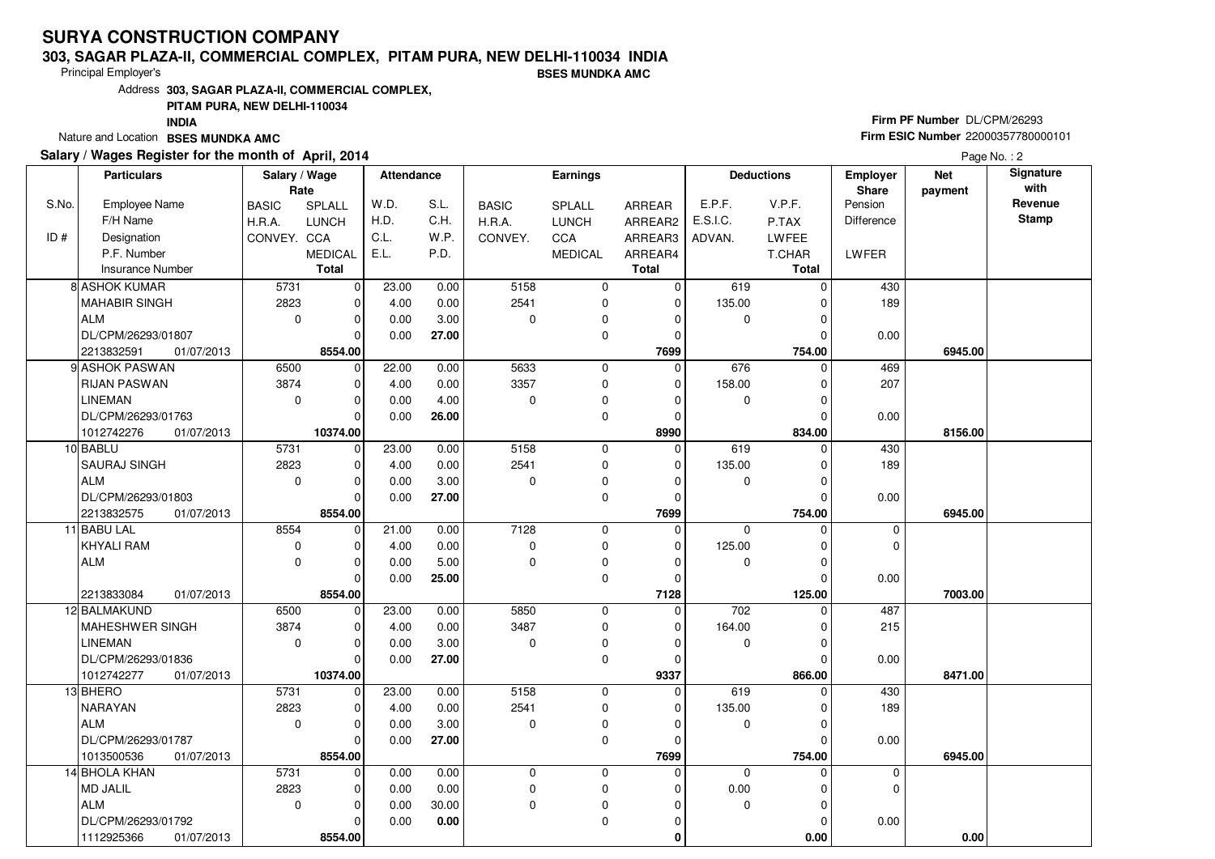# SURYA CONSTRUCTION COMPANY

**303, SAGAR PLAZA-II, COMMERCIAL COMPLEX, PITAM PURA, NEW DELHI-110034 INDIA**

Principal Employer's **BSES MUNDKA AMC**

Address **303, SAGAR PLAZA-II, COMMERCIAL COMPLEX, PITAM PURA, NEW DELHI-110034 INDIA**

Nature and Location **BSES MUNDKA AMC**

**Firm PF Number** DL/CPM/26293

**Firm ESIC Number** 22000357780000101

**Salary / Wages Register for the month of April, 2014**

| S.No. / ID # | Employee Name / F/H Name / Designation / P.F. Number / Insurance Number | BASIC / H.R.A. / CONVEY. | SPLALL / LUNCH / CCA / MEDICAL / Total | W.D. / H.D. / C.L. / E.L. | S.L. / C.H. / W.P. / P.D. | BASIC / H.R.A. / CONVEY. | SPLALL / LUNCH / CCA / MEDICAL | ARREAR / ARREAR2 / ARREAR3 / ARREAR4 / Total | E.P.F. / E.S.I.C. / ADVAN. | V.P.F. / P.TAX / LWFEE / T.CHAR / Total | Employer Share Pension / Difference / LWFER | Net payment | Signature with Revenue Stamp |
|---|---|---|---|---|---|---|---|---|---|---|---|---|---|
| 8 | ASHOK KUMAR | 5731 | 0 | 23.00 | 0.00 | 5158 | 0 | 0 | 619 | 0 | 430 | | |
| | MAHABIR SINGH | 2823 | 0 | 4.00 | 0.00 | 2541 | 0 | 0 | 135.00 | 0 | 189 | | |
| | ALM | 0 | 0 | 0.00 | 3.00 | 0 | 0 | 0 | 0 | 0 | | | |
| | DL/CPM/26293/01807 | | 0 | 0.00 | **27.00** | | 0 | 0 | | 0 | 0.00 | | |
| | 2213832591 01/07/2013 | | **8554.00** | | | | | **7699** | | **754.00** | | **6945.00** | |
| 9 | ASHOK PASWAN | 6500 | 0 | 22.00 | 0.00 | 5633 | 0 | 0 | 676 | 0 | 469 | | |
| | RIJAN PASWAN | 3874 | 0 | 4.00 | 0.00 | 3357 | 0 | 0 | 158.00 | 0 | 207 | | |
| | LINEMAN | 0 | 0 | 0.00 | 4.00 | 0 | 0 | 0 | 0 | 0 | | | |
| | DL/CPM/26293/01763 | | 0 | 0.00 | **26.00** | | 0 | 0 | | 0 | 0.00 | | |
| | 1012742276 01/07/2013 | | **10374.00** | | | | | **8990** | | **834.00** | | **8156.00** | |
| 10 | BABLU | 5731 | 0 | 23.00 | 0.00 | 5158 | 0 | 0 | 619 | 0 | 430 | | |
| | SAURAJ SINGH | 2823 | 0 | 4.00 | 0.00 | 2541 | 0 | 0 | 135.00 | 0 | 189 | | |
| | ALM | 0 | 0 | 0.00 | 3.00 | 0 | 0 | 0 | 0 | 0 | | | |
| | DL/CPM/26293/01803 | | 0 | 0.00 | **27.00** | | 0 | 0 | | 0 | 0.00 | | |
| | 2213832575 01/07/2013 | | **8554.00** | | | | | **7699** | | **754.00** | | **6945.00** | |
| 11 | BABU LAL | 8554 | 0 | 21.00 | 0.00 | 7128 | 0 | 0 | 0 | 0 | 0 | | |
| | KHYALI RAM | 0 | 0 | 4.00 | 0.00 | 0 | 0 | 0 | 125.00 | 0 | 0 | | |
| | ALM | 0 | 0 | 0.00 | 5.00 | 0 | 0 | 0 | 0 | 0 | | | |
| | | | 0 | 0.00 | **25.00** | | 0 | 0 | | 0 | 0.00 | | |
| | 2213833084 01/07/2013 | | **8554.00** | | | | | **7128** | | **125.00** | | **7003.00** | |
| 12 | BALMAKUND | 6500 | 0 | 23.00 | 0.00 | 5850 | 0 | 0 | 702 | 0 | 487 | | |
| | MAHESHWER SINGH | 3874 | 0 | 4.00 | 0.00 | 3487 | 0 | 0 | 164.00 | 0 | 215 | | |
| | LINEMAN | 0 | 0 | 0.00 | 3.00 | 0 | 0 | 0 | 0 | 0 | | | |
| | DL/CPM/26293/01836 | | 0 | 0.00 | **27.00** | | 0 | 0 | | 0 | 0.00 | | |
| | 1012742277 01/07/2013 | | **10374.00** | | | | | **9337** | | **866.00** | | **8471.00** | |
| 13 | BHERO | 5731 | 0 | 23.00 | 0.00 | 5158 | 0 | 0 | 619 | 0 | 430 | | |
| | NARAYAN | 2823 | 0 | 4.00 | 0.00 | 2541 | 0 | 0 | 135.00 | 0 | 189 | | |
| | ALM | 0 | 0 | 0.00 | 3.00 | 0 | 0 | 0 | 0 | 0 | | | |
| | DL/CPM/26293/01787 | | 0 | 0.00 | **27.00** | | 0 | 0 | | 0 | 0.00 | | |
| | 1013500536 01/07/2013 | | **8554.00** | | | | | **7699** | | **754.00** | | **6945.00** | |
| 14 | BHOLA KHAN | 5731 | 0 | 0.00 | 0.00 | 0 | 0 | 0 | 0 | 0 | 0 | | |
| | MD JALIL | 2823 | 0 | 0.00 | 0.00 | 0 | 0 | 0 | 0.00 | 0 | 0 | | |
| | ALM | 0 | 0 | 0.00 | 30.00 | 0 | 0 | 0 | 0 | 0 | | | |
| | DL/CPM/26293/01792 | | 0 | 0.00 | **0.00** | | 0 | 0 | | 0 | 0.00 | | |
| | 1112925366 01/07/2013 | | **8554.00** | | | | | **0** | | **0.00** | | **0.00** | |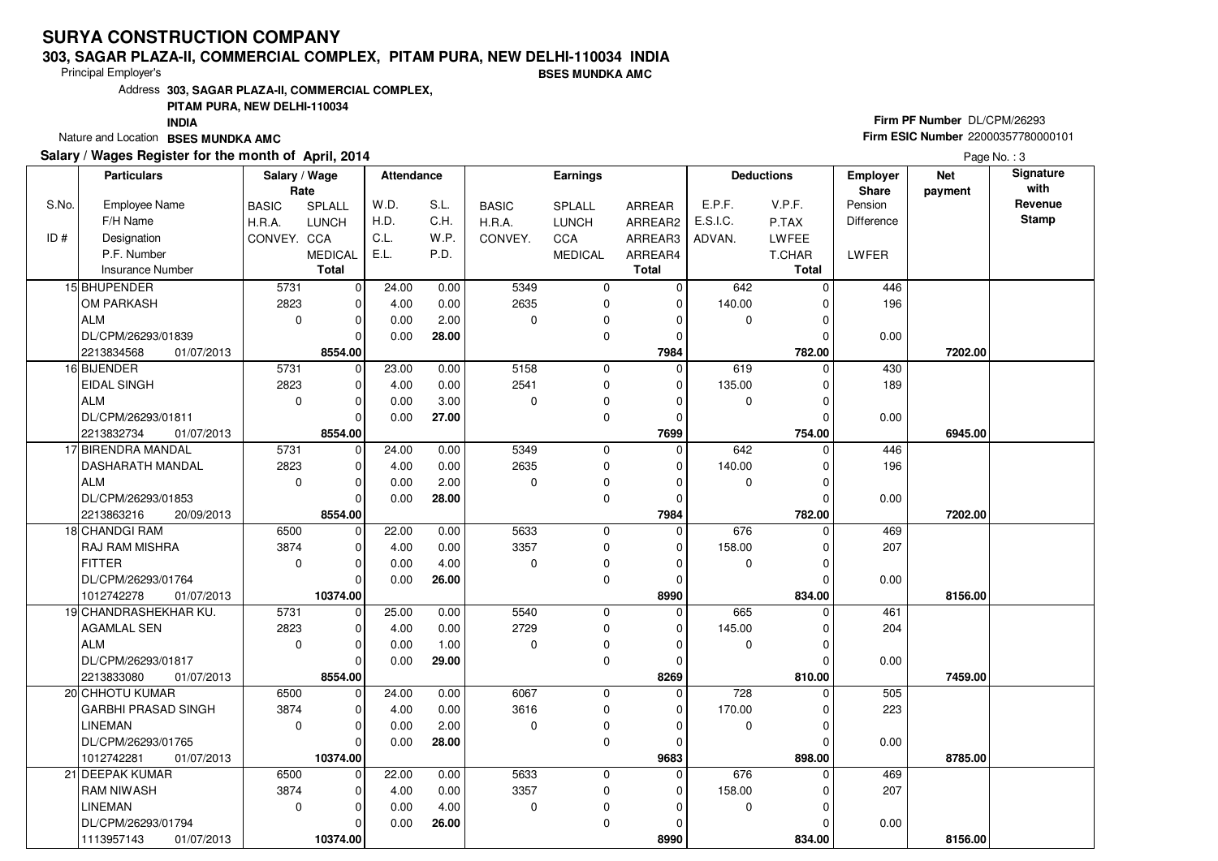# SURYA CONSTRUCTION COMPANY

**303, SAGAR PLAZA-II, COMMERCIAL COMPLEX, PITAM PURA, NEW DELHI-110034 INDIA**

Principal Employer's **BSES MUNDKA AMC**

Address **303, SAGAR PLAZA-II, COMMERCIAL COMPLEX, PITAM PURA, NEW DELHI-110034 INDIA**

Nature and Location **BSES MUNDKA AMC**

**Firm PF Number** DL/CPM/26293

**Firm ESIC Number** 22000357780000101

**Salary / Wages Register for the month of April, 2014**

| S.No. / ID # | Employee Name / F/H Name / Designation / P.F. Number / Insurance Number | BASIC / H.R.A. / CONVEY. (Rate) | SPLALL / LUNCH / CCA / MEDICAL / Total (Rate) | W.D. / H.D. / C.L. / E.L. | S.L. / C.H. / W.P. / P.D. | BASIC / H.R.A. / CONVEY. (Earnings) | SPLALL / LUNCH / CCA / MEDICAL | ARREAR / ARREAR2 / ARREAR3 / ARREAR4 / Total | E.P.F. / E.S.I.C. / ADVAN. | V.P.F. / P.TAX / LWFEE / T.CHAR / Total | Employer Share Pension / Difference / LWFER | Net payment | Signature with Revenue Stamp |
|---|---|---|---|---|---|---|---|---|---|---|---|---|---|
| 15 | BHUPENDER<br>OM PARKASH<br>ALM<br>DL/CPM/26293/01839<br>2213834568 01/07/2013 | 5731<br>2823<br>0 | 0<br>0<br>0<br>0<br>**8554.00** | 24.00<br>4.00<br>0.00<br>0.00 | 0.00<br>0.00<br>2.00<br>**28.00** | 5349<br>2635<br>0 | 0<br>0<br>0<br>0 | 0<br>0<br>0<br>0<br>**7984** | 642<br>140.00<br>0 | 0<br>0<br>0<br>0<br>**782.00** | 446<br>196<br><br>0.00 | **7202.00** | |
| 16 | BIJENDER<br>EIDAL SINGH<br>ALM<br>DL/CPM/26293/01811<br>2213832734 01/07/2013 | 5731<br>2823<br>0 | 0<br>0<br>0<br>0<br>**8554.00** | 23.00<br>4.00<br>0.00<br>0.00 | 0.00<br>0.00<br>3.00<br>**27.00** | 5158<br>2541<br>0 | 0<br>0<br>0<br>0 | 0<br>0<br>0<br>0<br>**7699** | 619<br>135.00<br>0 | 0<br>0<br>0<br>0<br>**754.00** | 430<br>189<br><br>0.00 | **6945.00** | |
| 17 | BIRENDRA MANDAL<br>DASHARATH MANDAL<br>ALM<br>DL/CPM/26293/01853<br>2213863216 20/09/2013 | 5731<br>2823<br>0 | 0<br>0<br>0<br>0<br>**8554.00** | 24.00<br>4.00<br>0.00<br>0.00 | 0.00<br>0.00<br>2.00<br>**28.00** | 5349<br>2635<br>0 | 0<br>0<br>0<br>0 | 0<br>0<br>0<br>0<br>**7984** | 642<br>140.00<br>0 | 0<br>0<br>0<br>0<br>**782.00** | 446<br>196<br><br>0.00 | **7202.00** | |
| 18 | CHANDGI RAM<br>RAJ RAM MISHRA<br>FITTER<br>DL/CPM/26293/01764<br>1012742278 01/07/2013 | 6500<br>3874<br>0 | 0<br>0<br>0<br>0<br>**10374.00** | 22.00<br>4.00<br>0.00<br>0.00 | 0.00<br>0.00<br>4.00<br>**26.00** | 5633<br>3357<br>0 | 0<br>0<br>0<br>0 | 0<br>0<br>0<br>0<br>**8990** | 676<br>158.00<br>0 | 0<br>0<br>0<br>0<br>**834.00** | 469<br>207<br><br>0.00 | **8156.00** | |
| 19 | CHANDRASHEKHAR KU.<br>AGAMLAL SEN<br>ALM<br>DL/CPM/26293/01817<br>2213833080 01/07/2013 | 5731<br>2823<br>0 | 0<br>0<br>0<br>0<br>**8554.00** | 25.00<br>4.00<br>0.00<br>0.00 | 0.00<br>0.00<br>1.00<br>**29.00** | 5540<br>2729<br>0 | 0<br>0<br>0<br>0 | 0<br>0<br>0<br>0<br>**8269** | 665<br>145.00<br>0 | 0<br>0<br>0<br>0<br>**810.00** | 461<br>204<br><br>0.00 | **7459.00** | |
| 20 | CHHOTU KUMAR<br>GARBHI PRASAD SINGH<br>LINEMAN<br>DL/CPM/26293/01765<br>1012742281 01/07/2013 | 6500<br>3874<br>0 | 0<br>0<br>0<br>0<br>**10374.00** | 24.00<br>4.00<br>0.00<br>0.00 | 0.00<br>0.00<br>2.00<br>**28.00** | 6067<br>3616<br>0 | 0<br>0<br>0<br>0 | 0<br>0<br>0<br>0<br>**9683** | 728<br>170.00<br>0 | 0<br>0<br>0<br>0<br>**898.00** | 505<br>223<br><br>0.00 | **8785.00** | |
| 21 | DEEPAK KUMAR<br>RAM NIWASH<br>LINEMAN<br>DL/CPM/26293/01794<br>1113957143 01/07/2013 | 6500<br>3874<br>0 | 0<br>0<br>0<br>0<br>**10374.00** | 22.00<br>4.00<br>0.00<br>0.00 | 0.00<br>0.00<br>4.00<br>**26.00** | 5633<br>3357<br>0 | 0<br>0<br>0<br>0 | 0<br>0<br>0<br>0<br>**8990** | 676<br>158.00<br>0 | 0<br>0<br>0<br>0<br>**834.00** | 469<br>207<br><br>0.00 | **8156.00** | |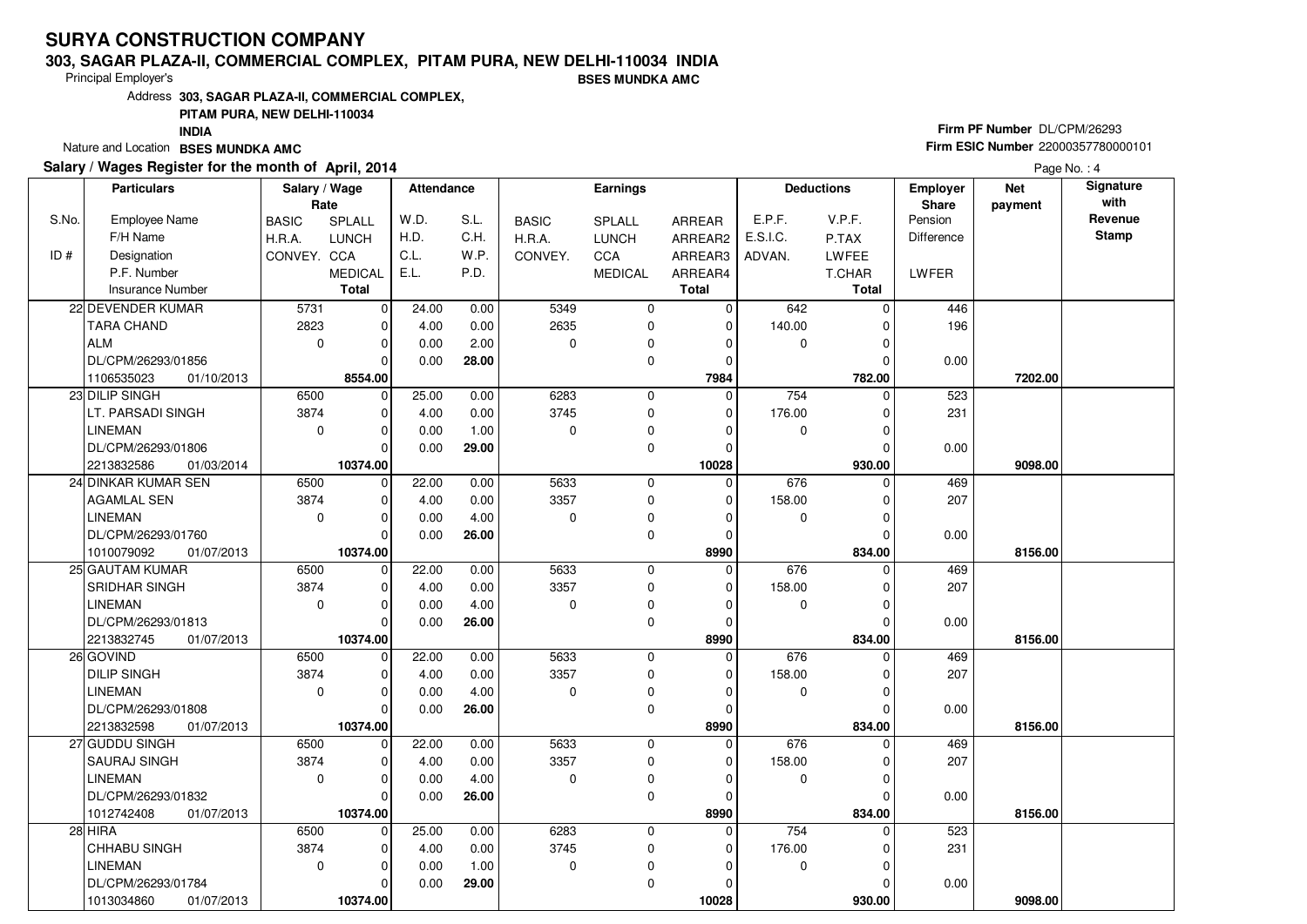# SURYA CONSTRUCTION COMPANY

**303, SAGAR PLAZA-II, COMMERCIAL COMPLEX, PITAM PURA, NEW DELHI-110034 INDIA**

Principal Employer's **BSES MUNDKA AMC**

Address **303, SAGAR PLAZA-II, COMMERCIAL COMPLEX, PITAM PURA, NEW DELHI-110034 INDIA**

Nature and Location **BSES MUNDKA AMC**

**Firm PF Number** DL/CPM/26293

**Firm ESIC Number** 22000357780000101

**Salary / Wages Register for the month of April, 2014**

| S.No. / ID # | Employee Name / F/H Name / Designation / P.F. Number / Insurance Number | | BASIC / H.R.A. / CONVEY. | SPLALL / LUNCH / CCA / MEDICAL / Total | W.D. / H.D. / C.L. / E.L. | S.L. / C.H. / W.P. / P.D. | BASIC / H.R.A. / CONVEY. | SPLALL / LUNCH / CCA / MEDICAL | ARREAR / ARREAR2 / ARREAR3 / ARREAR4 / Total | E.P.F. / E.S.I.C. / ADVAN. | V.P.F. / P.TAX / LWFEE / T.CHAR / Total | Employer Share Pension / Difference / LWFER | Net payment | Signature with Revenue Stamp |
|---|---|---|---|---|---|---|---|---|---|---|---|---|---|---|
| | **Particulars** | | **Salary / Wage Rate** | | **Attendance** | | **Earnings** | | | **Deductions** | | | | |
| 22 | DEVENDER KUMAR | | 5731 | 0 | 24.00 | 0.00 | 5349 | 0 | 0 | 642 | 0 | 446 | | |
| | TARA CHAND | | 2823 | 0 | 4.00 | 0.00 | 2635 | 0 | 0 | 140.00 | 0 | 196 | | |
| | ALM | | 0 | 0 | 0.00 | 2.00 | 0 | 0 | 0 | 0 | 0 | | | |
| | DL/CPM/26293/01856 | | | 0 | 0.00 | **28.00** | | 0 | 0 | | 0 | 0.00 | | |
| | 1106535023 | 01/10/2013 | | **8554.00** | | | | | **7984** | | **782.00** | | **7202.00** | |
| 23 | DILIP SINGH | | 6500 | 0 | 25.00 | 0.00 | 6283 | 0 | 0 | 754 | 0 | 523 | | |
| | LT. PARSADI SINGH | | 3874 | 0 | 4.00 | 0.00 | 3745 | 0 | 0 | 176.00 | 0 | 231 | | |
| | LINEMAN | | 0 | 0 | 0.00 | 1.00 | 0 | 0 | 0 | 0 | 0 | | | |
| | DL/CPM/26293/01806 | | | 0 | 0.00 | **29.00** | | 0 | 0 | | 0 | 0.00 | | |
| | 2213832586 | 01/03/2014 | | **10374.00** | | | | | **10028** | | **930.00** | | **9098.00** | |
| 24 | DINKAR KUMAR SEN | | 6500 | 0 | 22.00 | 0.00 | 5633 | 0 | 0 | 676 | 0 | 469 | | |
| | AGAMLAL SEN | | 3874 | 0 | 4.00 | 0.00 | 3357 | 0 | 0 | 158.00 | 0 | 207 | | |
| | LINEMAN | | 0 | 0 | 0.00 | 4.00 | 0 | 0 | 0 | 0 | 0 | | | |
| | DL/CPM/26293/01760 | | | 0 | 0.00 | **26.00** | | 0 | 0 | | 0 | 0.00 | | |
| | 1010079092 | 01/07/2013 | | **10374.00** | | | | | **8990** | | **834.00** | | **8156.00** | |
| 25 | GAUTAM KUMAR | | 6500 | 0 | 22.00 | 0.00 | 5633 | 0 | 0 | 676 | 0 | 469 | | |
| | SRIDHAR SINGH | | 3874 | 0 | 4.00 | 0.00 | 3357 | 0 | 0 | 158.00 | 0 | 207 | | |
| | LINEMAN | | 0 | 0 | 0.00 | 4.00 | 0 | 0 | 0 | 0 | 0 | | | |
| | DL/CPM/26293/01813 | | | 0 | 0.00 | **26.00** | | 0 | 0 | | 0 | 0.00 | | |
| | 2213832745 | 01/07/2013 | | **10374.00** | | | | | **8990** | | **834.00** | | **8156.00** | |
| 26 | GOVIND | | 6500 | 0 | 22.00 | 0.00 | 5633 | 0 | 0 | 676 | 0 | 469 | | |
| | DILIP SINGH | | 3874 | 0 | 4.00 | 0.00 | 3357 | 0 | 0 | 158.00 | 0 | 207 | | |
| | LINEMAN | | 0 | 0 | 0.00 | 4.00 | 0 | 0 | 0 | 0 | 0 | | | |
| | DL/CPM/26293/01808 | | | 0 | 0.00 | **26.00** | | 0 | 0 | | 0 | 0.00 | | |
| | 2213832598 | 01/07/2013 | | **10374.00** | | | | | **8990** | | **834.00** | | **8156.00** | |
| 27 | GUDDU SINGH | | 6500 | 0 | 22.00 | 0.00 | 5633 | 0 | 0 | 676 | 0 | 469 | | |
| | SAURAJ SINGH | | 3874 | 0 | 4.00 | 0.00 | 3357 | 0 | 0 | 158.00 | 0 | 207 | | |
| | LINEMAN | | 0 | 0 | 0.00 | 4.00 | 0 | 0 | 0 | 0 | 0 | | | |
| | DL/CPM/26293/01832 | | | 0 | 0.00 | **26.00** | | 0 | 0 | | 0 | 0.00 | | |
| | 1012742408 | 01/07/2013 | | **10374.00** | | | | | **8990** | | **834.00** | | **8156.00** | |
| 28 | HIRA | | 6500 | 0 | 25.00 | 0.00 | 6283 | 0 | 0 | 754 | 0 | 523 | | |
| | CHHABU SINGH | | 3874 | 0 | 4.00 | 0.00 | 3745 | 0 | 0 | 176.00 | 0 | 231 | | |
| | LINEMAN | | 0 | 0 | 0.00 | 1.00 | 0 | 0 | 0 | 0 | 0 | | | |
| | DL/CPM/26293/01784 | | | 0 | 0.00 | **29.00** | | 0 | 0 | | 0 | 0.00 | | |
| | 1013034860 | 01/07/2013 | | **10374.00** | | | | | **10028** | | **930.00** | | **9098.00** | |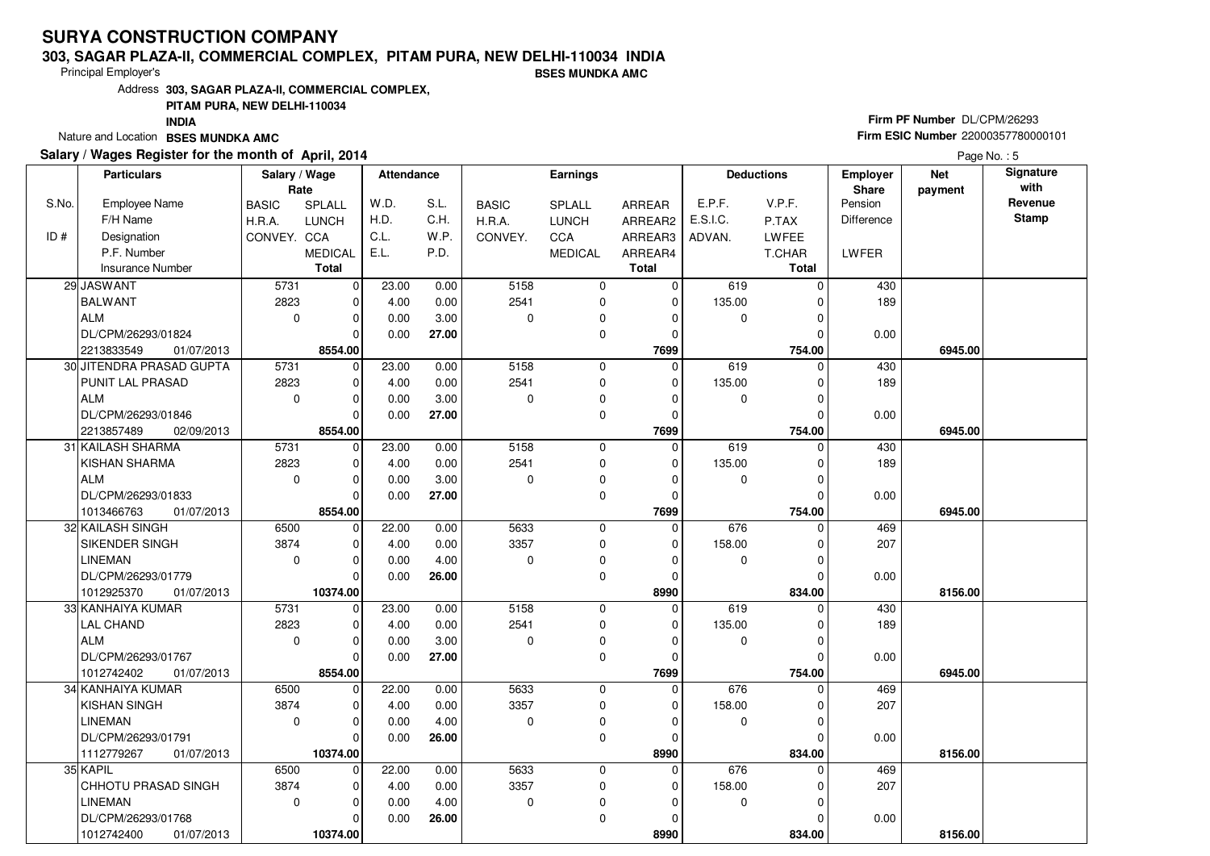# SURYA CONSTRUCTION COMPANY

**303, SAGAR PLAZA-II, COMMERCIAL COMPLEX, PITAM PURA, NEW DELHI-110034 INDIA**

Principal Employer's **BSES MUNDKA AMC**

Address **303, SAGAR PLAZA-II, COMMERCIAL COMPLEX, PITAM PURA, NEW DELHI-110034 INDIA**

Nature and Location **BSES MUNDKA AMC**

**Firm PF Number** DL/CPM/26293

**Firm ESIC Number** 22000357780000101

**Salary / Wages Register for the month of April, 2014**

Page No. : 5

| S.No. / ID # | Employee Name / F/H Name / Designation / P.F. Number / Insurance Number | BASIC / H.R.A. / CONVEY. | SPLALL / LUNCH / CCA / MEDICAL / Total | W.D. / H.D. / C.L. / E.L. | S.L. / C.H. / W.P. / P.D. | BASIC / H.R.A. / CONVEY. | SPLALL / LUNCH / CCA / MEDICAL | ARREAR / ARREAR2 / ARREAR3 / ARREAR4 / Total | E.P.F. / E.S.I.C. / ADVAN. | V.P.F. / P.TAX / LWFEE / T.CHAR / Total | Employer Share Pension / Difference / LWFER | Net payment | Signature with Revenue Stamp |
|---|---|---|---|---|---|---|---|---|---|---|---|---|---|
| 29 | JASWANT / BALWANT / ALM / DL/CPM/26293/01824 / 2213833549 01/07/2013 | 5731 / 2823 / 0 | 0 / 0 / 0 / 0 / **8554.00** | 23.00 / 4.00 / 0.00 / 0.00 | 0.00 / 0.00 / 3.00 / **27.00** | 5158 / 2541 / 0 | 0 / 0 / 0 / 0 | 0 / 0 / 0 / 0 / **7699** | 619 / 135.00 / 0 | 0 / 0 / 0 / 0 / **754.00** | 430 / 189 / 0.00 | **6945.00** | |
| 30 | JITENDRA PRASAD GUPTA / PUNIT LAL PRASAD / ALM / DL/CPM/26293/01846 / 2213857489 02/09/2013 | 5731 / 2823 / 0 | 0 / 0 / 0 / 0 / **8554.00** | 23.00 / 4.00 / 0.00 / 0.00 | 0.00 / 0.00 / 3.00 / **27.00** | 5158 / 2541 / 0 | 0 / 0 / 0 / 0 | 0 / 0 / 0 / 0 / **7699** | 619 / 135.00 / 0 | 0 / 0 / 0 / 0 / **754.00** | 430 / 189 / 0.00 | **6945.00** | |
| 31 | KAILASH SHARMA / KISHAN SHARMA / ALM / DL/CPM/26293/01833 / 1013466763 01/07/2013 | 5731 / 2823 / 0 | 0 / 0 / 0 / 0 / **8554.00** | 23.00 / 4.00 / 0.00 / 0.00 | 0.00 / 0.00 / 3.00 / **27.00** | 5158 / 2541 / 0 | 0 / 0 / 0 / 0 | 0 / 0 / 0 / 0 / **7699** | 619 / 135.00 / 0 | 0 / 0 / 0 / 0 / **754.00** | 430 / 189 / 0.00 | **6945.00** | |
| 32 | KAILASH SINGH / SIKENDER SINGH / LINEMAN / DL/CPM/26293/01779 / 1012925370 01/07/2013 | 6500 / 3874 / 0 | 0 / 0 / 0 / 0 / **10374.00** | 22.00 / 4.00 / 0.00 / 0.00 | 0.00 / 0.00 / 4.00 / **26.00** | 5633 / 3357 / 0 | 0 / 0 / 0 / 0 | 0 / 0 / 0 / 0 / **8990** | 676 / 158.00 / 0 | 0 / 0 / 0 / 0 / **834.00** | 469 / 207 / 0.00 | **8156.00** | |
| 33 | KANHAIYA KUMAR / LAL CHAND / ALM / DL/CPM/26293/01767 / 1012742402 01/07/2013 | 5731 / 2823 / 0 | 0 / 0 / 0 / 0 / **8554.00** | 23.00 / 4.00 / 0.00 / 0.00 | 0.00 / 0.00 / 3.00 / **27.00** | 5158 / 2541 / 0 | 0 / 0 / 0 / 0 | 0 / 0 / 0 / 0 / **7699** | 619 / 135.00 / 0 | 0 / 0 / 0 / 0 / **754.00** | 430 / 189 / 0.00 | **6945.00** | |
| 34 | KANHAIYA KUMAR / KISHAN SINGH / LINEMAN / DL/CPM/26293/01791 / 1112779267 01/07/2013 | 6500 / 3874 / 0 | 0 / 0 / 0 / 0 / **10374.00** | 22.00 / 4.00 / 0.00 / 0.00 | 0.00 / 0.00 / 4.00 / **26.00** | 5633 / 3357 / 0 | 0 / 0 / 0 / 0 | 0 / 0 / 0 / 0 / **8990** | 676 / 158.00 / 0 | 0 / 0 / 0 / 0 / **834.00** | 469 / 207 / 0.00 | **8156.00** | |
| 35 | KAPIL / CHHOTU PRASAD SINGH / LINEMAN / DL/CPM/26293/01768 / 1012742400 01/07/2013 | 6500 / 3874 / 0 | 0 / 0 / 0 / 0 / **10374.00** | 22.00 / 4.00 / 0.00 / 0.00 | 0.00 / 0.00 / 4.00 / **26.00** | 5633 / 3357 / 0 | 0 / 0 / 0 / 0 | 0 / 0 / 0 / 0 / **8990** | 676 / 158.00 / 0 | 0 / 0 / 0 / 0 / **834.00** | 469 / 207 / 0.00 | **8156.00** | |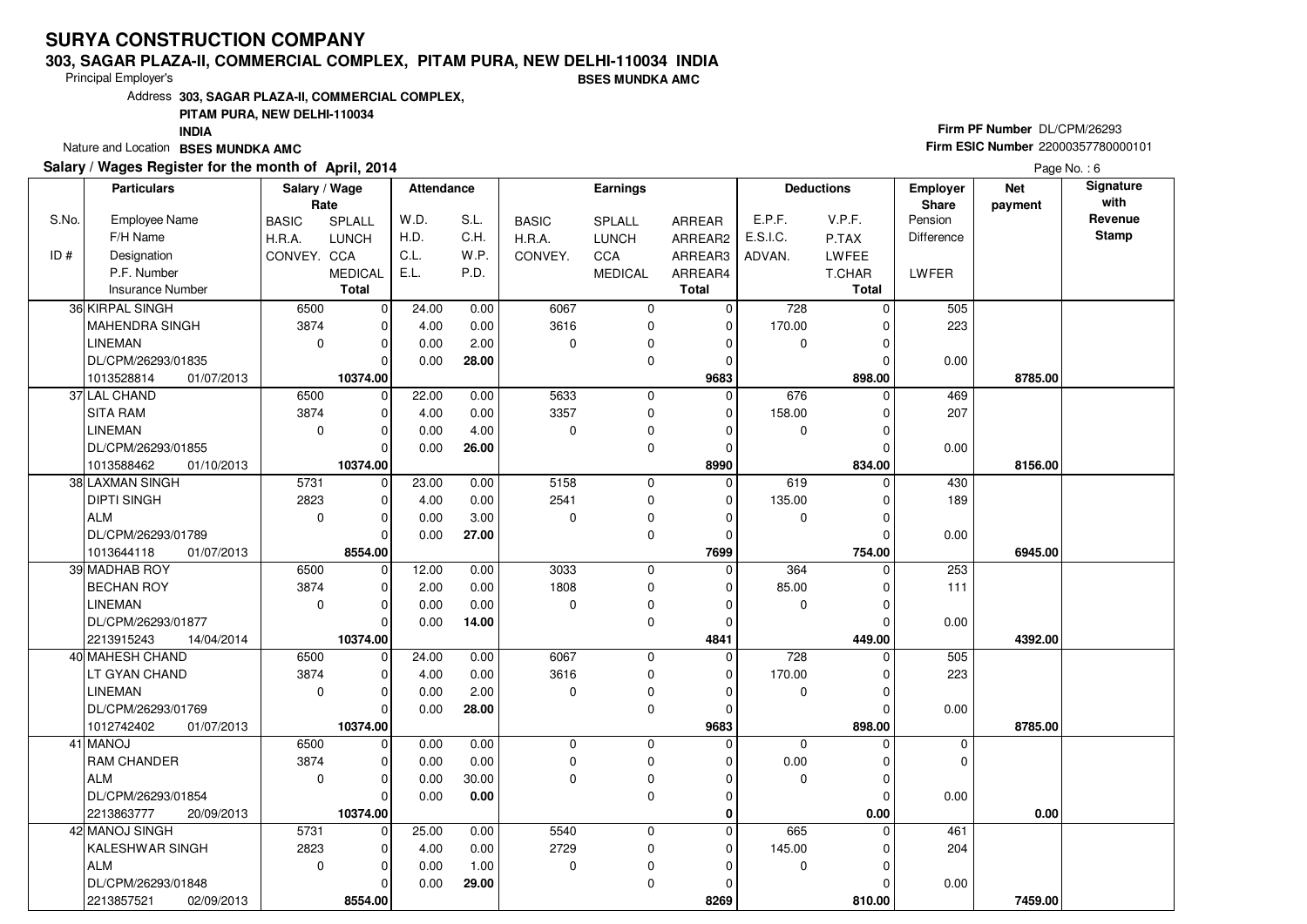# SURYA CONSTRUCTION COMPANY

**303, SAGAR PLAZA-II, COMMERCIAL COMPLEX, PITAM PURA, NEW DELHI-110034 INDIA**

Principal Employer's **BSES MUNDKA AMC**

Address **303, SAGAR PLAZA-II, COMMERCIAL COMPLEX, PITAM PURA, NEW DELHI-110034 INDIA**

Nature and Location **BSES MUNDKA AMC**

**Firm PF Number** DL/CPM/26293

**Firm ESIC Number** 22000357780000101

**Salary / Wages Register for the month of April, 2014**

Page No. : 6

| S.No. / ID # | Particulars: Employee Name / F/H Name / Designation / P.F. Number / Insurance Number | Salary / Wage Rate: BASIC / H.R.A. / CONVEY. | SPLALL / LUNCH / CCA / MEDICAL / Total | Attendance: W.D. / H.D. / C.L. / E.L. | S.L. / C.H. / W.P. / P.D. | Earnings: BASIC / H.R.A. / CONVEY. | SPLALL / LUNCH / CCA / MEDICAL | ARREAR / ARREAR2 / ARREAR3 / ARREAR4 / Total | Deductions: E.P.F. / E.S.I.C. / ADVAN. | V.P.F. / P.TAX / LWFEE / T.CHAR / Total | Employer Share: Pension / Difference / LWFER | Net payment | Signature with Revenue Stamp |
|---|---|---|---|---|---|---|---|---|---|---|---|---|---|
| 36 | KIRPAL SINGH | 6500 | 0 | 24.00 | 0.00 | 6067 | 0 | 0 | 728 | 0 | 505 | | |
| | MAHENDRA SINGH | 3874 | 0 | 4.00 | 0.00 | 3616 | 0 | 0 | 170.00 | 0 | 223 | | |
| | LINEMAN | 0 | 0 | 0.00 | 2.00 | 0 | 0 | 0 | 0 | 0 | | | |
| | DL/CPM/26293/01835 | | 0 | 0.00 | **28.00** | | 0 | 0 | | 0 | 0.00 | | |
| | 1013528814 01/07/2013 | | **10374.00** | | | | | **9683** | | **898.00** | | **8785.00** | |
| 37 | LAL CHAND | 6500 | 0 | 22.00 | 0.00 | 5633 | 0 | 0 | 676 | 0 | 469 | | |
| | SITA RAM | 3874 | 0 | 4.00 | 0.00 | 3357 | 0 | 0 | 158.00 | 0 | 207 | | |
| | LINEMAN | 0 | 0 | 0.00 | 4.00 | 0 | 0 | 0 | 0 | 0 | | | |
| | DL/CPM/26293/01855 | | 0 | 0.00 | **26.00** | | 0 | 0 | | 0 | 0.00 | | |
| | 1013588462 01/10/2013 | | **10374.00** | | | | | **8990** | | **834.00** | | **8156.00** | |
| 38 | LAXMAN SINGH | 5731 | 0 | 23.00 | 0.00 | 5158 | 0 | 0 | 619 | 0 | 430 | | |
| | DIPTI SINGH | 2823 | 0 | 4.00 | 0.00 | 2541 | 0 | 0 | 135.00 | 0 | 189 | | |
| | ALM | 0 | 0 | 0.00 | 3.00 | 0 | 0 | 0 | 0 | 0 | | | |
| | DL/CPM/26293/01789 | | 0 | 0.00 | **27.00** | | 0 | 0 | | 0 | 0.00 | | |
| | 1013644118 01/07/2013 | | **8554.00** | | | | | **7699** | | **754.00** | | **6945.00** | |
| 39 | MADHAB ROY | 6500 | 0 | 12.00 | 0.00 | 3033 | 0 | 0 | 364 | 0 | 253 | | |
| | BECHAN ROY | 3874 | 0 | 2.00 | 0.00 | 1808 | 0 | 0 | 85.00 | 0 | 111 | | |
| | LINEMAN | 0 | 0 | 0.00 | 0.00 | 0 | 0 | 0 | 0 | 0 | | | |
| | DL/CPM/26293/01877 | | 0 | 0.00 | **14.00** | | 0 | 0 | | 0 | 0.00 | | |
| | 2213915243 14/04/2014 | | **10374.00** | | | | | **4841** | | **449.00** | | **4392.00** | |
| 40 | MAHESH CHAND | 6500 | 0 | 24.00 | 0.00 | 6067 | 0 | 0 | 728 | 0 | 505 | | |
| | LT GYAN CHAND | 3874 | 0 | 4.00 | 0.00 | 3616 | 0 | 0 | 170.00 | 0 | 223 | | |
| | LINEMAN | 0 | 0 | 0.00 | 2.00 | 0 | 0 | 0 | 0 | 0 | | | |
| | DL/CPM/26293/01769 | | 0 | 0.00 | **28.00** | | 0 | 0 | | 0 | 0.00 | | |
| | 1012742402 01/07/2013 | | **10374.00** | | | | | **9683** | | **898.00** | | **8785.00** | |
| 41 | MANOJ | 6500 | 0 | 0.00 | 0.00 | 0 | 0 | 0 | 0 | 0 | 0 | | |
| | RAM CHANDER | 3874 | 0 | 0.00 | 0.00 | 0 | 0 | 0 | 0.00 | 0 | 0 | | |
| | ALM | 0 | 0 | 0.00 | 30.00 | 0 | 0 | 0 | 0 | 0 | | | |
| | DL/CPM/26293/01854 | | 0 | 0.00 | **0.00** | | 0 | 0 | | 0 | 0.00 | | |
| | 2213863777 20/09/2013 | | **10374.00** | | | | | **0** | | **0.00** | | **0.00** | |
| 42 | MANOJ SINGH | 5731 | 0 | 25.00 | 0.00 | 5540 | 0 | 0 | 665 | 0 | 461 | | |
| | KALESHWAR SINGH | 2823 | 0 | 4.00 | 0.00 | 2729 | 0 | 0 | 145.00 | 0 | 204 | | |
| | ALM | 0 | 0 | 0.00 | 1.00 | 0 | 0 | 0 | 0 | 0 | | | |
| | DL/CPM/26293/01848 | | 0 | 0.00 | **29.00** | | 0 | 0 | | 0 | 0.00 | | |
| | 2213857521 02/09/2013 | | **8554.00** | | | | | **8269** | | **810.00** | | **7459.00** | |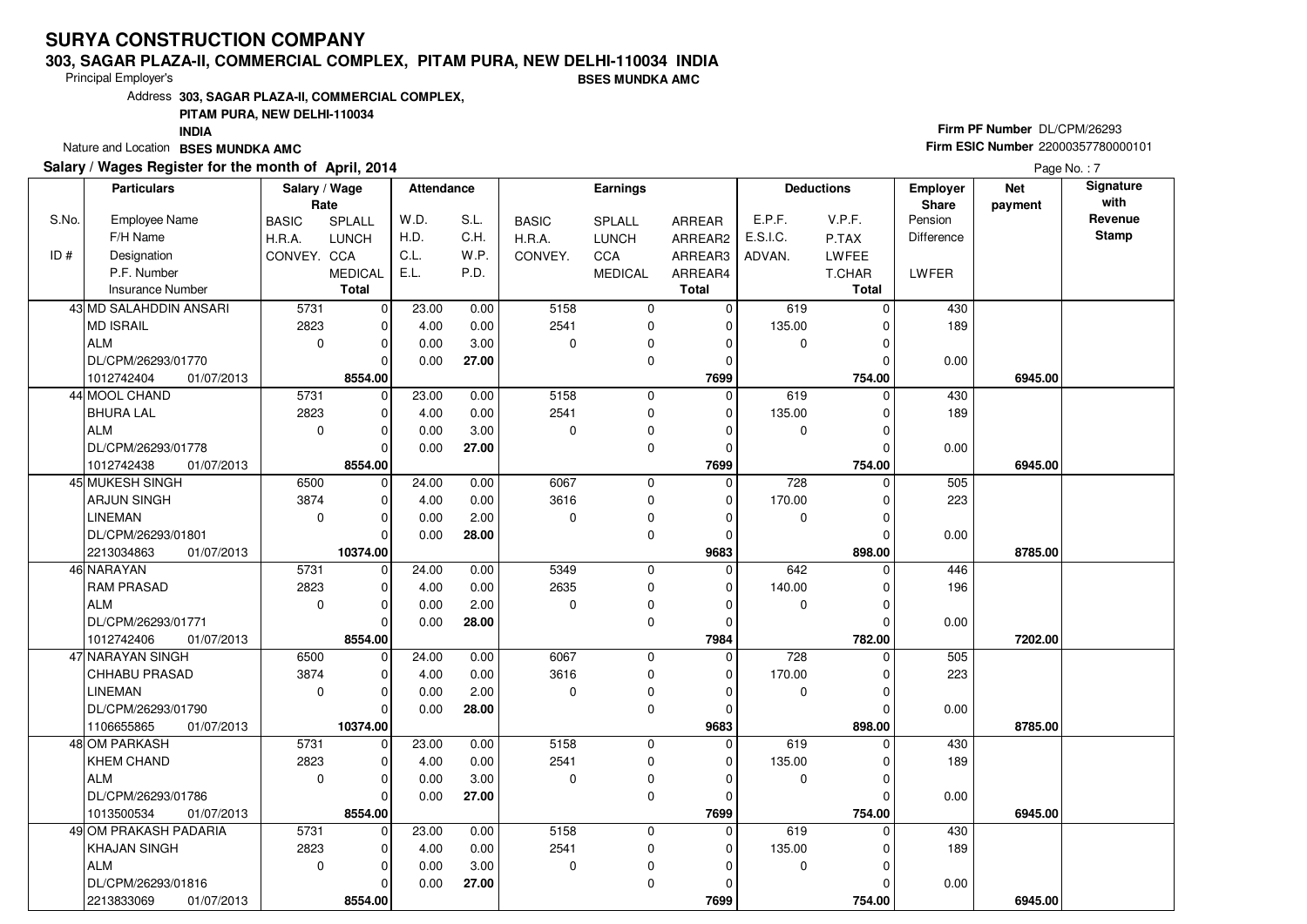# SURYA CONSTRUCTION COMPANY

**303, SAGAR PLAZA-II, COMMERCIAL COMPLEX, PITAM PURA, NEW DELHI-110034 INDIA**

Principal Employer's **BSES MUNDKA AMC**

Address **303, SAGAR PLAZA-II, COMMERCIAL COMPLEX, PITAM PURA, NEW DELHI-110034 INDIA**

Nature and Location **BSES MUNDKA AMC**

**Firm PF Number** DL/CPM/26293

**Firm ESIC Number** 22000357780000101

**Salary / Wages Register for the month of April, 2014**

| S.No. / ID # | Employee Name / F/H Name / Designation / P.F. Number / Insurance Number | BASIC / H.R.A. / CONVEY. | SPLALL / LUNCH / CCA / MEDICAL / Total | W.D. / H.D. / C.L. / E.L. | S.L. / C.H. / W.P. / P.D. | BASIC / H.R.A. / CONVEY. | SPLALL / LUNCH / CCA / MEDICAL | ARREAR / ARREAR2 / ARREAR3 / ARREAR4 / Total | E.P.F. / E.S.I.C. / ADVAN. | V.P.F. / P.TAX / LWFEE / T.CHAR / Total | Employer Share Pension Difference / LWFER | Net payment | Signature with Revenue Stamp |
|---|---|---|---|---|---|---|---|---|---|---|---|---|---|
| 43 | MD SALAHDDIN ANSARI<br>MD ISRAIL<br>ALM<br>DL/CPM/26293/01770<br>1012742404 01/07/2013 | 5731<br>2823<br>0 | 0<br>0<br>0<br>0<br>**8554.00** | 23.00<br>4.00<br>0.00<br>0.00 | 0.00<br>0.00<br>3.00<br>**27.00** | 5158<br>2541<br>0 | 0<br>0<br>0<br>0 | 0<br>0<br>0<br>0<br>**7699** | 619<br>135.00<br>0 | 0<br>0<br>0<br>0<br>**754.00** | 430<br>189<br><br>0.00 | **6945.00** | |
| 44 | MOOL CHAND<br>BHURA LAL<br>ALM<br>DL/CPM/26293/01778<br>1012742438 01/07/2013 | 5731<br>2823<br>0 | 0<br>0<br>0<br>0<br>**8554.00** | 23.00<br>4.00<br>0.00<br>0.00 | 0.00<br>0.00<br>3.00<br>**27.00** | 5158<br>2541<br>0 | 0<br>0<br>0<br>0 | 0<br>0<br>0<br>0<br>**7699** | 619<br>135.00<br>0 | 0<br>0<br>0<br>0<br>**754.00** | 430<br>189<br><br>0.00 | **6945.00** | |
| 45 | MUKESH SINGH<br>ARJUN SINGH<br>LINEMAN<br>DL/CPM/26293/01801<br>2213034863 01/07/2013 | 6500<br>3874<br>0 | 0<br>0<br>0<br>0<br>**10374.00** | 24.00<br>4.00<br>0.00<br>0.00 | 0.00<br>0.00<br>2.00<br>**28.00** | 6067<br>3616<br>0 | 0<br>0<br>0<br>0 | 0<br>0<br>0<br>0<br>**9683** | 728<br>170.00<br>0 | 0<br>0<br>0<br>0<br>**898.00** | 505<br>223<br><br>0.00 | **8785.00** | |
| 46 | NARAYAN<br>RAM PRASAD<br>ALM<br>DL/CPM/26293/01771<br>1012742406 01/07/2013 | 5731<br>2823<br>0 | 0<br>0<br>0<br>0<br>**8554.00** | 24.00<br>4.00<br>0.00<br>0.00 | 0.00<br>0.00<br>2.00<br>**28.00** | 5349<br>2635<br>0 | 0<br>0<br>0<br>0 | 0<br>0<br>0<br>0<br>**7984** | 642<br>140.00<br>0 | 0<br>0<br>0<br>0<br>**782.00** | 446<br>196<br><br>0.00 | **7202.00** | |
| 47 | NARAYAN SINGH<br>CHHABU PRASAD<br>LINEMAN<br>DL/CPM/26293/01790<br>1106655865 01/07/2013 | 6500<br>3874<br>0 | 0<br>0<br>0<br>0<br>**10374.00** | 24.00<br>4.00<br>0.00<br>0.00 | 0.00<br>0.00<br>2.00<br>**28.00** | 6067<br>3616<br>0 | 0<br>0<br>0<br>0 | 0<br>0<br>0<br>0<br>**9683** | 728<br>170.00<br>0 | 0<br>0<br>0<br>0<br>**898.00** | 505<br>223<br><br>0.00 | **8785.00** | |
| 48 | OM PARKASH<br>KHEM CHAND<br>ALM<br>DL/CPM/26293/01786<br>1013500534 01/07/2013 | 5731<br>2823<br>0 | 0<br>0<br>0<br>0<br>**8554.00** | 23.00<br>4.00<br>0.00<br>0.00 | 0.00<br>0.00<br>3.00<br>**27.00** | 5158<br>2541<br>0 | 0<br>0<br>0<br>0 | 0<br>0<br>0<br>0<br>**7699** | 619<br>135.00<br>0 | 0<br>0<br>0<br>0<br>**754.00** | 430<br>189<br><br>0.00 | **6945.00** | |
| 49 | OM PRAKASH PADARIA<br>KHAJAN SINGH<br>ALM<br>DL/CPM/26293/01816<br>2213833069 01/07/2013 | 5731<br>2823<br>0 | 0<br>0<br>0<br>0<br>**8554.00** | 23.00<br>4.00<br>0.00<br>0.00 | 0.00<br>0.00<br>3.00<br>**27.00** | 5158<br>2541<br>0 | 0<br>0<br>0<br>0 | 0<br>0<br>0<br>0<br>**7699** | 619<br>135.00<br>0 | 0<br>0<br>0<br>0<br>**754.00** | 430<br>189<br><br>0.00 | **6945.00** | |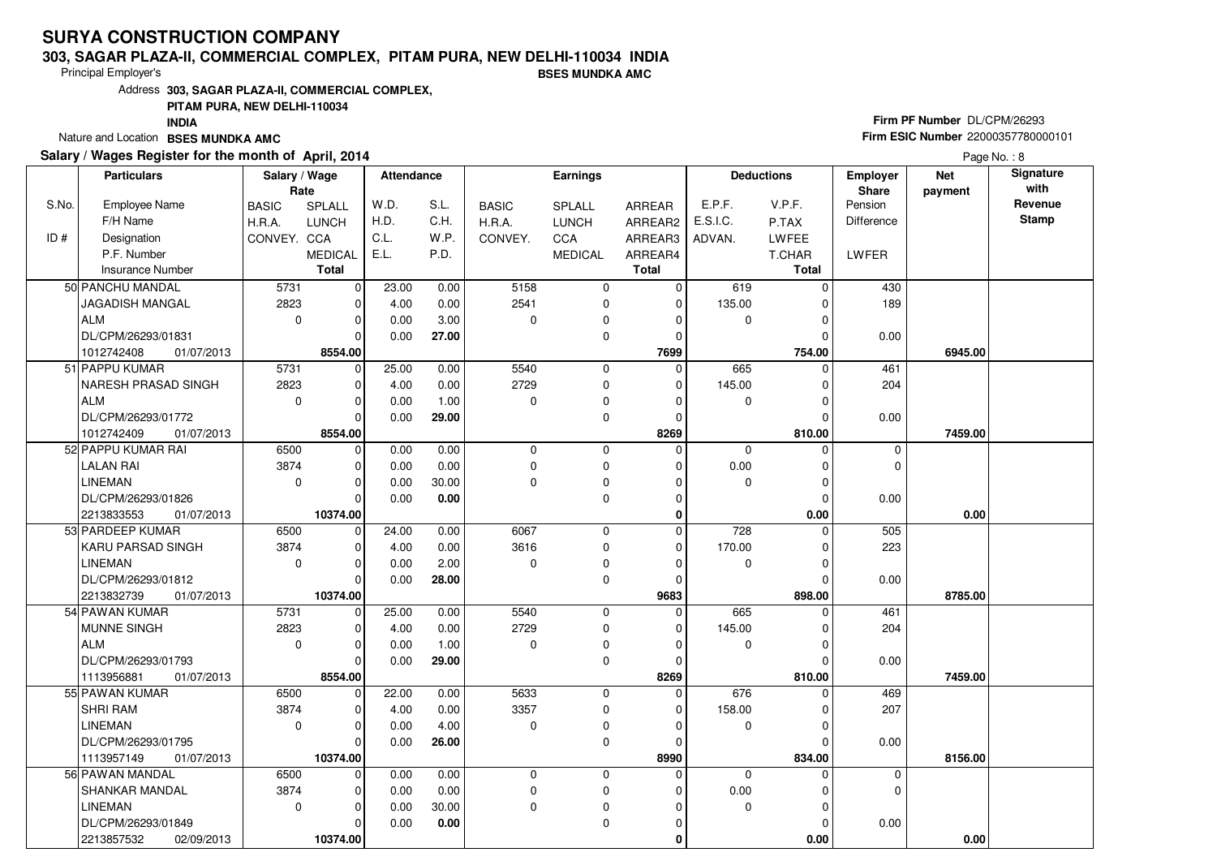# SURYA CONSTRUCTION COMPANY

**303, SAGAR PLAZA-II, COMMERCIAL COMPLEX, PITAM PURA, NEW DELHI-110034 INDIA**

Principal Employer's **BSES MUNDKA AMC**

Address **303, SAGAR PLAZA-II, COMMERCIAL COMPLEX, PITAM PURA, NEW DELHI-110034 INDIA**

Nature and Location **BSES MUNDKA AMC**

**Firm PF Number** DL/CPM/26293

**Firm ESIC Number** 22000357780000101

**Salary / Wages Register for the month of April, 2014**

Page No. : 8

| S.No. / ID # | Particulars: Employee Name / F/H Name / Designation / P.F. Number / Insurance Number | Salary / Wage Rate: BASIC / H.R.A. / CONVEY. | SPLALL / LUNCH / CCA / MEDICAL / Total | Attendance: W.D. / H.D. / C.L. / E.L. | S.L. / C.H. / W.P. / P.D. | Earnings: BASIC / H.R.A. / CONVEY. | SPLALL / LUNCH / CCA / MEDICAL | ARREAR / ARREAR2 / ARREAR3 / ARREAR4 / Total | Deductions: E.P.F. / E.S.I.C. / ADVAN. | V.P.F. / P.TAX / LWFEE / T.CHAR / Total | Employer Share: Pension / Difference / LWFER | Net payment | Signature with Revenue Stamp |
|---|---|---|---|---|---|---|---|---|---|---|---|---|---|
| 50 | PANCHU MANDAL | 5731 | 0 | 23.00 | 0.00 | 5158 | 0 | 0 | 619 | 0 | 430 | | |
| | JAGADISH MANGAL | 2823 | 0 | 4.00 | 0.00 | 2541 | 0 | 0 | 135.00 | 0 | 189 | | |
| | ALM | 0 | 0 | 0.00 | 3.00 | 0 | 0 | 0 | 0 | 0 | | | |
| | DL/CPM/26293/01831 | | 0 | 0.00 | 27.00 | | 0 | 0 | | 0 | 0.00 | | |
| | 1012742408 01/07/2013 | | 8554.00 | | | | | 7699 | | 754.00 | | 6945.00 | |
| 51 | PAPPU KUMAR | 5731 | 0 | 25.00 | 0.00 | 5540 | 0 | 0 | 665 | 0 | 461 | | |
| | NARESH PRASAD SINGH | 2823 | 0 | 4.00 | 0.00 | 2729 | 0 | 0 | 145.00 | 0 | 204 | | |
| | ALM | 0 | 0 | 0.00 | 1.00 | 0 | 0 | 0 | 0 | 0 | | | |
| | DL/CPM/26293/01772 | | 0 | 0.00 | 29.00 | | 0 | 0 | | 0 | 0.00 | | |
| | 1012742409 01/07/2013 | | 8554.00 | | | | | 8269 | | 810.00 | | 7459.00 | |
| 52 | PAPPU KUMAR RAI | 6500 | 0 | 0.00 | 0.00 | 0 | 0 | 0 | 0 | 0 | 0 | | |
| | LALAN RAI | 3874 | 0 | 0.00 | 0.00 | 0 | 0 | 0 | 0.00 | 0 | 0 | | |
| | LINEMAN | 0 | 0 | 0.00 | 30.00 | 0 | 0 | 0 | 0 | 0 | | | |
| | DL/CPM/26293/01826 | | 0 | 0.00 | 0.00 | | 0 | 0 | | 0 | 0.00 | | |
| | 2213833553 01/07/2013 | | 10374.00 | | | | | 0 | | 0.00 | | 0.00 | |
| 53 | PARDEEP KUMAR | 6500 | 0 | 24.00 | 0.00 | 6067 | 0 | 0 | 728 | 0 | 505 | | |
| | KARU PARSAD SINGH | 3874 | 0 | 4.00 | 0.00 | 3616 | 0 | 0 | 170.00 | 0 | 223 | | |
| | LINEMAN | 0 | 0 | 0.00 | 2.00 | 0 | 0 | 0 | 0 | 0 | | | |
| | DL/CPM/26293/01812 | | 0 | 0.00 | 28.00 | | 0 | 0 | | 0 | 0.00 | | |
| | 2213832739 01/07/2013 | | 10374.00 | | | | | 9683 | | 898.00 | | 8785.00 | |
| 54 | PAWAN KUMAR | 5731 | 0 | 25.00 | 0.00 | 5540 | 0 | 0 | 665 | 0 | 461 | | |
| | MUNNE SINGH | 2823 | 0 | 4.00 | 0.00 | 2729 | 0 | 0 | 145.00 | 0 | 204 | | |
| | ALM | 0 | 0 | 0.00 | 1.00 | 0 | 0 | 0 | 0 | 0 | | | |
| | DL/CPM/26293/01793 | | 0 | 0.00 | 29.00 | | 0 | 0 | | 0 | 0.00 | | |
| | 1113956881 01/07/2013 | | 8554.00 | | | | | 8269 | | 810.00 | | 7459.00 | |
| 55 | PAWAN KUMAR | 6500 | 0 | 22.00 | 0.00 | 5633 | 0 | 0 | 676 | 0 | 469 | | |
| | SHRI RAM | 3874 | 0 | 4.00 | 0.00 | 3357 | 0 | 0 | 158.00 | 0 | 207 | | |
| | LINEMAN | 0 | 0 | 0.00 | 4.00 | 0 | 0 | 0 | 0 | 0 | | | |
| | DL/CPM/26293/01795 | | 0 | 0.00 | 26.00 | | 0 | 0 | | 0 | 0.00 | | |
| | 1113957149 01/07/2013 | | 10374.00 | | | | | 8990 | | 834.00 | | 8156.00 | |
| 56 | PAWAN MANDAL | 6500 | 0 | 0.00 | 0.00 | 0 | 0 | 0 | 0 | 0 | 0 | | |
| | SHANKAR MANDAL | 3874 | 0 | 0.00 | 0.00 | 0 | 0 | 0 | 0.00 | 0 | 0 | | |
| | LINEMAN | 0 | 0 | 0.00 | 30.00 | 0 | 0 | 0 | 0 | 0 | | | |
| | DL/CPM/26293/01849 | | 0 | 0.00 | 0.00 | | 0 | 0 | | 0 | 0.00 | | |
| | 2213857532 02/09/2013 | | 10374.00 | | | | | 0 | | 0.00 | | 0.00 | |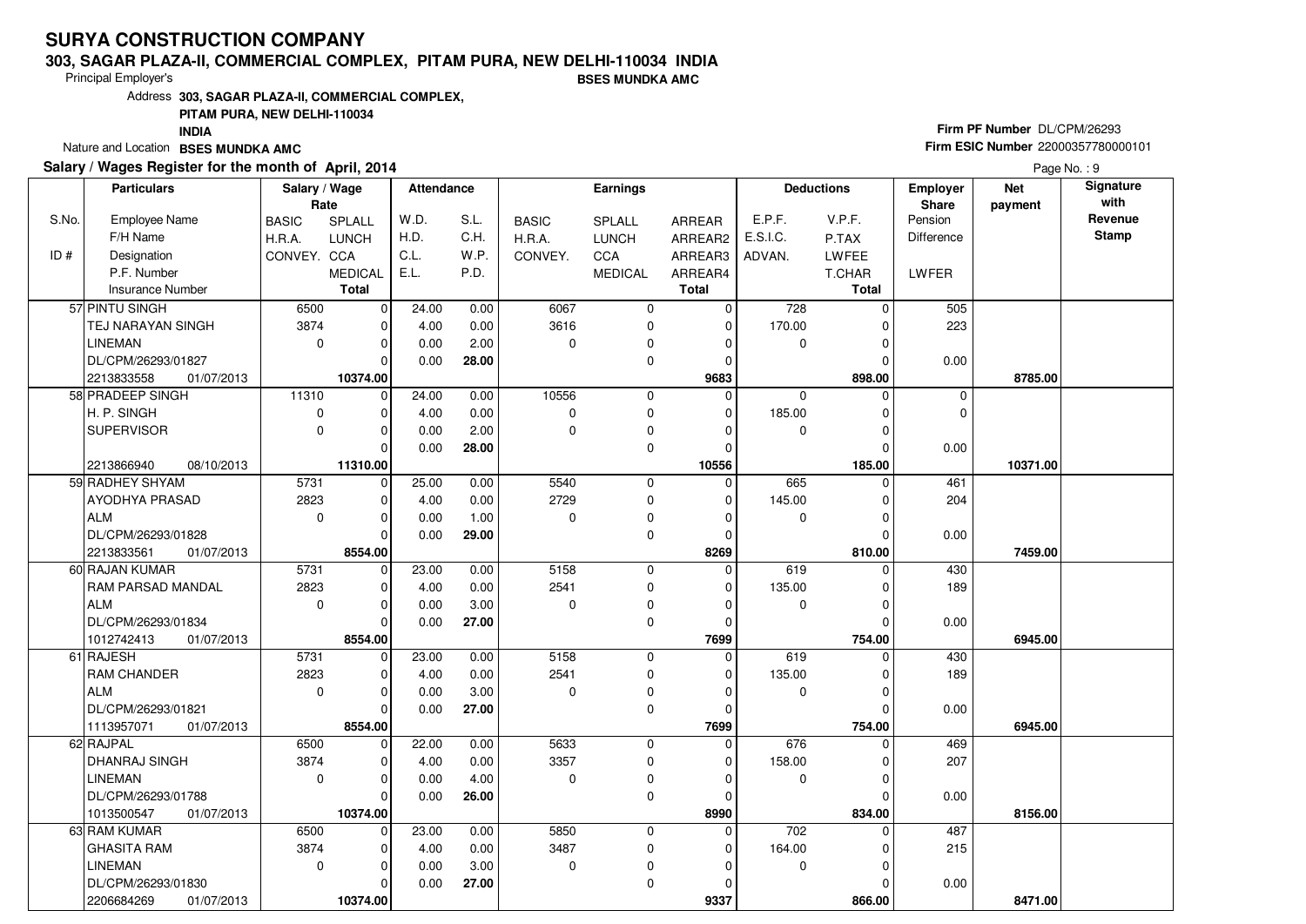# SURYA CONSTRUCTION COMPANY

**303, SAGAR PLAZA-II, COMMERCIAL COMPLEX, PITAM PURA, NEW DELHI-110034 INDIA**

Principal Employer's **BSES MUNDKA AMC**

Address **303, SAGAR PLAZA-II, COMMERCIAL COMPLEX, PITAM PURA, NEW DELHI-110034 INDIA**

Nature and Location **BSES MUNDKA AMC**

**Firm PF Number** DL/CPM/26293

**Firm ESIC Number** 22000357780000101

**Salary / Wages Register for the month of April, 2014**

Page No. : 9

| S.No. / ID # | Particulars: Employee Name / F/H Name / Designation / P.F. Number / Insurance Number | Salary / Wage Rate: BASIC / H.R.A. / CONVEY. | Salary / Wage Rate: SPLALL / LUNCH / CCA / MEDICAL / Total | Attendance: W.D. / H.D. / C.L. / E.L. | Attendance: S.L. / C.H. / W.P. / P.D. | Earnings: BASIC / H.R.A. / CONVEY. | Earnings: SPLALL / LUNCH / CCA / MEDICAL | Earnings: ARREAR / ARREAR2 / ARREAR3 / ARREAR4 / Total | Deductions: E.P.F. / E.S.I.C. / ADVAN. | Deductions: V.P.F. / P.TAX / LWFEE / T.CHAR / Total | Employer Share: Pension / Difference / LWFER | Net payment | Signature with Revenue Stamp |
|---|---|---|---|---|---|---|---|---|---|---|---|---|---|
| 57 | PINTU SINGH / TEJ NARAYAN SINGH / LINEMAN / DL/CPM/26293/01827 / 2213833558 01/07/2013 | 6500 / 3874 / 0 | 0 / 0 / 0 / 0 / **10374.00** | 24.00 / 4.00 / 0.00 / 0.00 | 0.00 / 0.00 / 2.00 / **28.00** | 6067 / 3616 / 0 | 0 / 0 / 0 / 0 | 0 / 0 / 0 / 0 / **9683** | 728 / 170.00 / 0 | 0 / 0 / 0 / 0 / **898.00** | 505 / 223 / 0.00 | **8785.00** | |
| 58 | PRADEEP SINGH / H. P. SINGH / SUPERVISOR / / 2213866940 08/10/2013 | 11310 / 0 / 0 | 0 / 0 / 0 / 0 / **11310.00** | 24.00 / 4.00 / 0.00 / 0.00 | 0.00 / 0.00 / 2.00 / **28.00** | 10556 / 0 / 0 | 0 / 0 / 0 / 0 | 0 / 0 / 0 / 0 / **10556** | 0 / 185.00 / 0 | 0 / 0 / 0 / 0 / **185.00** | 0 / 0 / 0.00 | **10371.00** | |
| 59 | RADHEY SHYAM / AYODHYA PRASAD / ALM / DL/CPM/26293/01828 / 2213833561 01/07/2013 | 5731 / 2823 / 0 | 0 / 0 / 0 / 0 / **8554.00** | 25.00 / 4.00 / 0.00 / 0.00 | 0.00 / 0.00 / 1.00 / **29.00** | 5540 / 2729 / 0 | 0 / 0 / 0 / 0 | 0 / 0 / 0 / 0 / **8269** | 665 / 145.00 / 0 | 0 / 0 / 0 / 0 / **810.00** | 461 / 204 / 0.00 | **7459.00** | |
| 60 | RAJAN KUMAR / RAM PARSAD MANDAL / ALM / DL/CPM/26293/01834 / 1012742413 01/07/2013 | 5731 / 2823 / 0 | 0 / 0 / 0 / 0 / **8554.00** | 23.00 / 4.00 / 0.00 / 0.00 | 0.00 / 0.00 / 3.00 / **27.00** | 5158 / 2541 / 0 | 0 / 0 / 0 / 0 | 0 / 0 / 0 / 0 / **7699** | 619 / 135.00 / 0 | 0 / 0 / 0 / 0 / **754.00** | 430 / 189 / 0.00 | **6945.00** | |
| 61 | RAJESH / RAM CHANDER / ALM / DL/CPM/26293/01821 / 1113957071 01/07/2013 | 5731 / 2823 / 0 | 0 / 0 / 0 / 0 / **8554.00** | 23.00 / 4.00 / 0.00 / 0.00 | 0.00 / 0.00 / 3.00 / **27.00** | 5158 / 2541 / 0 | 0 / 0 / 0 / 0 | 0 / 0 / 0 / 0 / **7699** | 619 / 135.00 / 0 | 0 / 0 / 0 / 0 / **754.00** | 430 / 189 / 0.00 | **6945.00** | |
| 62 | RAJPAL / DHANRAJ SINGH / LINEMAN / DL/CPM/26293/01788 / 1013500547 01/07/2013 | 6500 / 3874 / 0 | 0 / 0 / 0 / 0 / **10374.00** | 22.00 / 4.00 / 0.00 / 0.00 | 0.00 / 0.00 / 4.00 / **26.00** | 5633 / 3357 / 0 | 0 / 0 / 0 / 0 | 0 / 0 / 0 / 0 / **8990** | 676 / 158.00 / 0 | 0 / 0 / 0 / 0 / **834.00** | 469 / 207 / 0.00 | **8156.00** | |
| 63 | RAM KUMAR / GHASITA RAM / LINEMAN / DL/CPM/26293/01830 / 2206684269 01/07/2013 | 6500 / 3874 / 0 | 0 / 0 / 0 / 0 / **10374.00** | 23.00 / 4.00 / 0.00 / 0.00 | 0.00 / 0.00 / 3.00 / **27.00** | 5850 / 3487 / 0 | 0 / 0 / 0 / 0 | 0 / 0 / 0 / 0 / **9337** | 702 / 164.00 / 0 | 0 / 0 / 0 / 0 / **866.00** | 487 / 215 / 0.00 | **8471.00** | |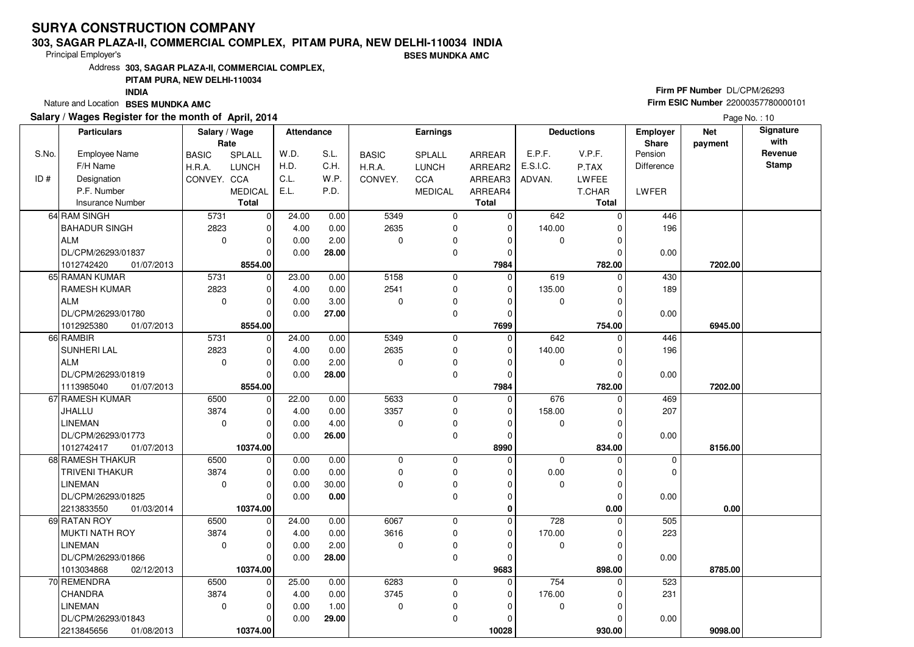# SURYA CONSTRUCTION COMPANY

**303, SAGAR PLAZA-II, COMMERCIAL COMPLEX, PITAM PURA, NEW DELHI-110034 INDIA**

Principal Employer's **BSES MUNDKA AMC**

Address **303, SAGAR PLAZA-II, COMMERCIAL COMPLEX, PITAM PURA, NEW DELHI-110034 INDIA**

Nature and Location **BSES MUNDKA AMC**

**Firm PF Number** DL/CPM/26293

**Firm ESIC Number** 22000357780000101

**Salary / Wages Register for the month of April, 2014**

Page No. : 10

| S.No. / ID # | Employee Name / F/H Name / Designation / P.F. Number / Insurance Number | BASIC / H.R.A. / CONVEY. (Rate) | SPLALL / LUNCH / CCA / MEDICAL / Total (Rate) | W.D. / H.D. / C.L. / E.L. | S.L. / C.H. / W.P. / P.D. | BASIC / H.R.A. / CONVEY. (Earnings) | SPLALL / LUNCH / CCA / MEDICAL | ARREAR / ARREAR2 / ARREAR3 / ARREAR4 / Total | E.P.F. / E.S.I.C. / ADVAN. | V.P.F. / P.TAX / LWFEE / T.CHAR / Total | Employer Share Pension / Difference / LWFER | Net payment | Signature with Revenue Stamp |
|---|---|---|---|---|---|---|---|---|---|---|---|---|---|
| 64 | RAM SINGH<br>BAHADUR SINGH<br>ALM<br>DL/CPM/26293/01837<br>1012742420 01/07/2013 | 5731<br>2823<br>0 | 0<br>0<br>0<br>0<br>**8554.00** | 24.00<br>4.00<br>0.00<br>0.00 | 0.00<br>0.00<br>2.00<br>**28.00** | 5349<br>2635<br>0 | 0<br>0<br>0<br>0 | 0<br>0<br>0<br>0<br>**7984** | 642<br>140.00<br>0 | 0<br>0<br>0<br>0<br>**782.00** | 446<br>196<br><br>0.00 | **7202.00** | |
| 65 | RAMAN KUMAR<br>RAMESH KUMAR<br>ALM<br>DL/CPM/26293/01780<br>1012925380 01/07/2013 | 5731<br>2823<br>0 | 0<br>0<br>0<br>0<br>**8554.00** | 23.00<br>4.00<br>0.00<br>0.00 | 0.00<br>0.00<br>3.00<br>**27.00** | 5158<br>2541<br>0 | 0<br>0<br>0<br>0 | 0<br>0<br>0<br>0<br>**7699** | 619<br>135.00<br>0 | 0<br>0<br>0<br>0<br>**754.00** | 430<br>189<br><br>0.00 | **6945.00** | |
| 66 | RAMBIR<br>SUNHERI LAL<br>ALM<br>DL/CPM/26293/01819<br>1113985040 01/07/2013 | 5731<br>2823<br>0 | 0<br>0<br>0<br>0<br>**8554.00** | 24.00<br>4.00<br>0.00<br>0.00 | 0.00<br>0.00<br>2.00<br>**28.00** | 5349<br>2635<br>0 | 0<br>0<br>0<br>0 | 0<br>0<br>0<br>0<br>**7984** | 642<br>140.00<br>0 | 0<br>0<br>0<br>0<br>**782.00** | 446<br>196<br><br>0.00 | **7202.00** | |
| 67 | RAMESH KUMAR<br>JHALLU<br>LINEMAN<br>DL/CPM/26293/01773<br>1012742417 01/07/2013 | 6500<br>3874<br>0 | 0<br>0<br>0<br>0<br>**10374.00** | 22.00<br>4.00<br>0.00<br>0.00 | 0.00<br>0.00<br>4.00<br>**26.00** | 5633<br>3357<br>0 | 0<br>0<br>0<br>0 | 0<br>0<br>0<br>0<br>**8990** | 676<br>158.00<br>0 | 0<br>0<br>0<br>0<br>**834.00** | 469<br>207<br><br>0.00 | **8156.00** | |
| 68 | RAMESH THAKUR<br>TRIVENI THAKUR<br>LINEMAN<br>DL/CPM/26293/01825<br>2213833550 01/03/2014 | 6500<br>3874<br>0 | 0<br>0<br>0<br>0<br>**10374.00** | 0.00<br>0.00<br>0.00<br>0.00 | 0.00<br>0.00<br>30.00<br>**0.00** | 0<br>0<br>0 | 0<br>0<br>0<br>0 | 0<br>0<br>0<br>0<br>**0** | 0<br>0.00<br>0 | 0<br>0<br>0<br>0<br>**0.00** | 0<br>0<br><br>0.00 | **0.00** | |
| 69 | RATAN ROY<br>MUKTI NATH ROY<br>LINEMAN<br>DL/CPM/26293/01866<br>1013034868 02/12/2013 | 6500<br>3874<br>0 | 0<br>0<br>0<br>0<br>**10374.00** | 24.00<br>4.00<br>0.00<br>0.00 | 0.00<br>0.00<br>2.00<br>**28.00** | 6067<br>3616<br>0 | 0<br>0<br>0<br>0 | 0<br>0<br>0<br>0<br>**9683** | 728<br>170.00<br>0 | 0<br>0<br>0<br>0<br>**898.00** | 505<br>223<br><br>0.00 | **8785.00** | |
| 70 | REMENDRA<br>CHANDRA<br>LINEMAN<br>DL/CPM/26293/01843<br>2213845656 01/08/2013 | 6500<br>3874<br>0 | 0<br>0<br>0<br>0<br>**10374.00** | 25.00<br>4.00<br>0.00<br>0.00 | 0.00<br>0.00<br>1.00<br>**29.00** | 6283<br>3745<br>0 | 0<br>0<br>0<br>0 | 0<br>0<br>0<br>0<br>**10028** | 754<br>176.00<br>0 | 0<br>0<br>0<br>0<br>**930.00** | 523<br>231<br><br>0.00 | **9098.00** | |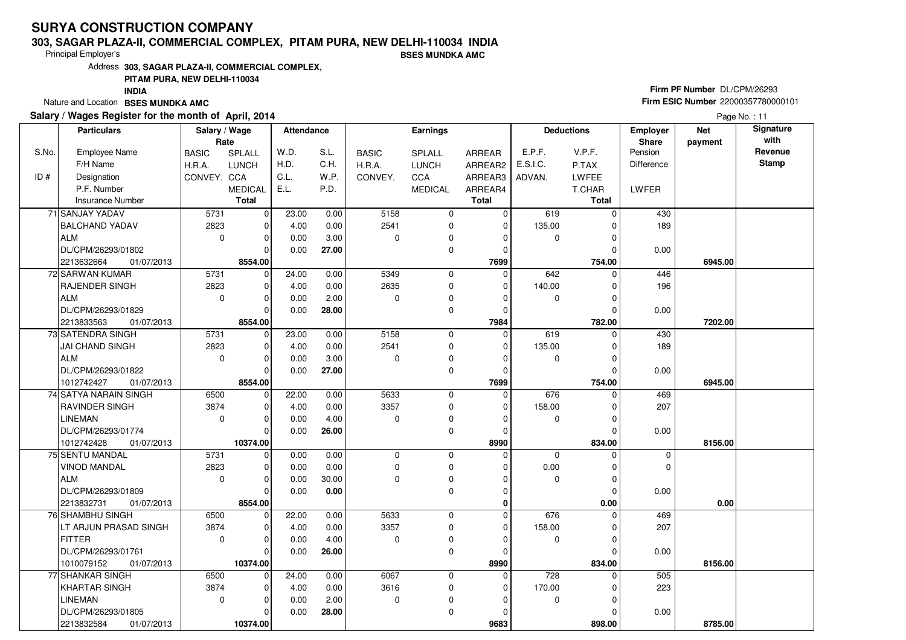# SURYA CONSTRUCTION COMPANY

**303, SAGAR PLAZA-II, COMMERCIAL COMPLEX, PITAM PURA, NEW DELHI-110034 INDIA**

Principal Employer's **BSES MUNDKA AMC**

Address **303, SAGAR PLAZA-II, COMMERCIAL COMPLEX, PITAM PURA, NEW DELHI-110034 INDIA**

Nature and Location **BSES MUNDKA AMC**

**Firm PF Number** DL/CPM/26293

**Firm ESIC Number** 22000357780000101

**Salary / Wages Register for the month of April, 2014**

| S.No. / ID # | Employee Name / F/H Name / Designation / P.F. Number / Insurance Number | BASIC / H.R.A. / CONVEY. | SPLALL / LUNCH / CCA / MEDICAL / Total | W.D. / H.D. / C.L. / E.L. | S.L. / C.H. / W.P. / P.D. | BASIC / H.R.A. / CONVEY. | SPLALL / LUNCH / CCA / MEDICAL | ARREAR / ARREAR2 / ARREAR3 / ARREAR4 / Total | E.P.F. / E.S.I.C. / ADVAN. | V.P.F. / P.TAX / LWFEE / T.CHAR / Total | Employer Share Pension / Difference / LWFER | Net payment | Signature with Revenue Stamp |
|---|---|---|---|---|---|---|---|---|---|---|---|---|---|
| 71 | SANJAY YADAV | 5731 | 0 | 23.00 | 0.00 | 5158 | 0 | 0 | 619 | 0 | 430 | | |
| | BALCHAND YADAV | 2823 | 0 | 4.00 | 0.00 | 2541 | 0 | 0 | 135.00 | 0 | 189 | | |
| | ALM | 0 | 0 | 0.00 | 3.00 | 0 | 0 | 0 | 0 | 0 | | | |
| | DL/CPM/26293/01802 | | 0 | 0.00 | **27.00** | | 0 | 0 | | 0 | 0.00 | | |
| | 2213632664 01/07/2013 | | **8554.00** | | | | | **7699** | | **754.00** | | **6945.00** | |
| 72 | SARWAN KUMAR | 5731 | 0 | 24.00 | 0.00 | 5349 | 0 | 0 | 642 | 0 | 446 | | |
| | RAJENDER SINGH | 2823 | 0 | 4.00 | 0.00 | 2635 | 0 | 0 | 140.00 | 0 | 196 | | |
| | ALM | 0 | 0 | 0.00 | 2.00 | 0 | 0 | 0 | 0 | 0 | | | |
| | DL/CPM/26293/01829 | | 0 | 0.00 | **28.00** | | 0 | 0 | | 0 | 0.00 | | |
| | 2213833563 01/07/2013 | | **8554.00** | | | | | **7984** | | **782.00** | | **7202.00** | |
| 73 | SATENDRA SINGH | 5731 | 0 | 23.00 | 0.00 | 5158 | 0 | 0 | 619 | 0 | 430 | | |
| | JAI CHAND SINGH | 2823 | 0 | 4.00 | 0.00 | 2541 | 0 | 0 | 135.00 | 0 | 189 | | |
| | ALM | 0 | 0 | 0.00 | 3.00 | 0 | 0 | 0 | 0 | 0 | | | |
| | DL/CPM/26293/01822 | | 0 | 0.00 | **27.00** | | 0 | 0 | | 0 | 0.00 | | |
| | 1012742427 01/07/2013 | | **8554.00** | | | | | **7699** | | **754.00** | | **6945.00** | |
| 74 | SATYA NARAIN SINGH | 6500 | 0 | 22.00 | 0.00 | 5633 | 0 | 0 | 676 | 0 | 469 | | |
| | RAVINDER SINGH | 3874 | 0 | 4.00 | 0.00 | 3357 | 0 | 0 | 158.00 | 0 | 207 | | |
| | LINEMAN | 0 | 0 | 0.00 | 4.00 | 0 | 0 | 0 | 0 | 0 | | | |
| | DL/CPM/26293/01774 | | 0 | 0.00 | **26.00** | | 0 | 0 | | 0 | 0.00 | | |
| | 1012742428 01/07/2013 | | **10374.00** | | | | | **8990** | | **834.00** | | **8156.00** | |
| 75 | SENTU MANDAL | 5731 | 0 | 0.00 | 0.00 | 0 | 0 | 0 | 0 | 0 | 0 | | |
| | VINOD MANDAL | 2823 | 0 | 0.00 | 0.00 | 0 | 0 | 0 | 0.00 | 0 | 0 | | |
| | ALM | 0 | 0 | 0.00 | 30.00 | 0 | 0 | 0 | 0 | 0 | | | |
| | DL/CPM/26293/01809 | | 0 | 0.00 | **0.00** | | 0 | 0 | | 0 | 0.00 | | |
| | 2213832731 01/07/2013 | | **8554.00** | | | | | **0** | | **0.00** | | **0.00** | |
| 76 | SHAMBHU SINGH | 6500 | 0 | 22.00 | 0.00 | 5633 | 0 | 0 | 676 | 0 | 469 | | |
| | LT ARJUN PRASAD SINGH | 3874 | 0 | 4.00 | 0.00 | 3357 | 0 | 0 | 158.00 | 0 | 207 | | |
| | FITTER | 0 | 0 | 0.00 | 4.00 | 0 | 0 | 0 | 0 | 0 | | | |
| | DL/CPM/26293/01761 | | 0 | 0.00 | **26.00** | | 0 | 0 | | 0 | 0.00 | | |
| | 1010079152 01/07/2013 | | **10374.00** | | | | | **8990** | | **834.00** | | **8156.00** | |
| 77 | SHANKAR SINGH | 6500 | 0 | 24.00 | 0.00 | 6067 | 0 | 0 | 728 | 0 | 505 | | |
| | KHARTAR SINGH | 3874 | 0 | 4.00 | 0.00 | 3616 | 0 | 0 | 170.00 | 0 | 223 | | |
| | LINEMAN | 0 | 0 | 0.00 | 2.00 | 0 | 0 | 0 | 0 | 0 | | | |
| | DL/CPM/26293/01805 | | 0 | 0.00 | **28.00** | | 0 | 0 | | 0 | 0.00 | | |
| | 2213832584 01/07/2013 | | **10374.00** | | | | | **9683** | | **898.00** | | **8785.00** | |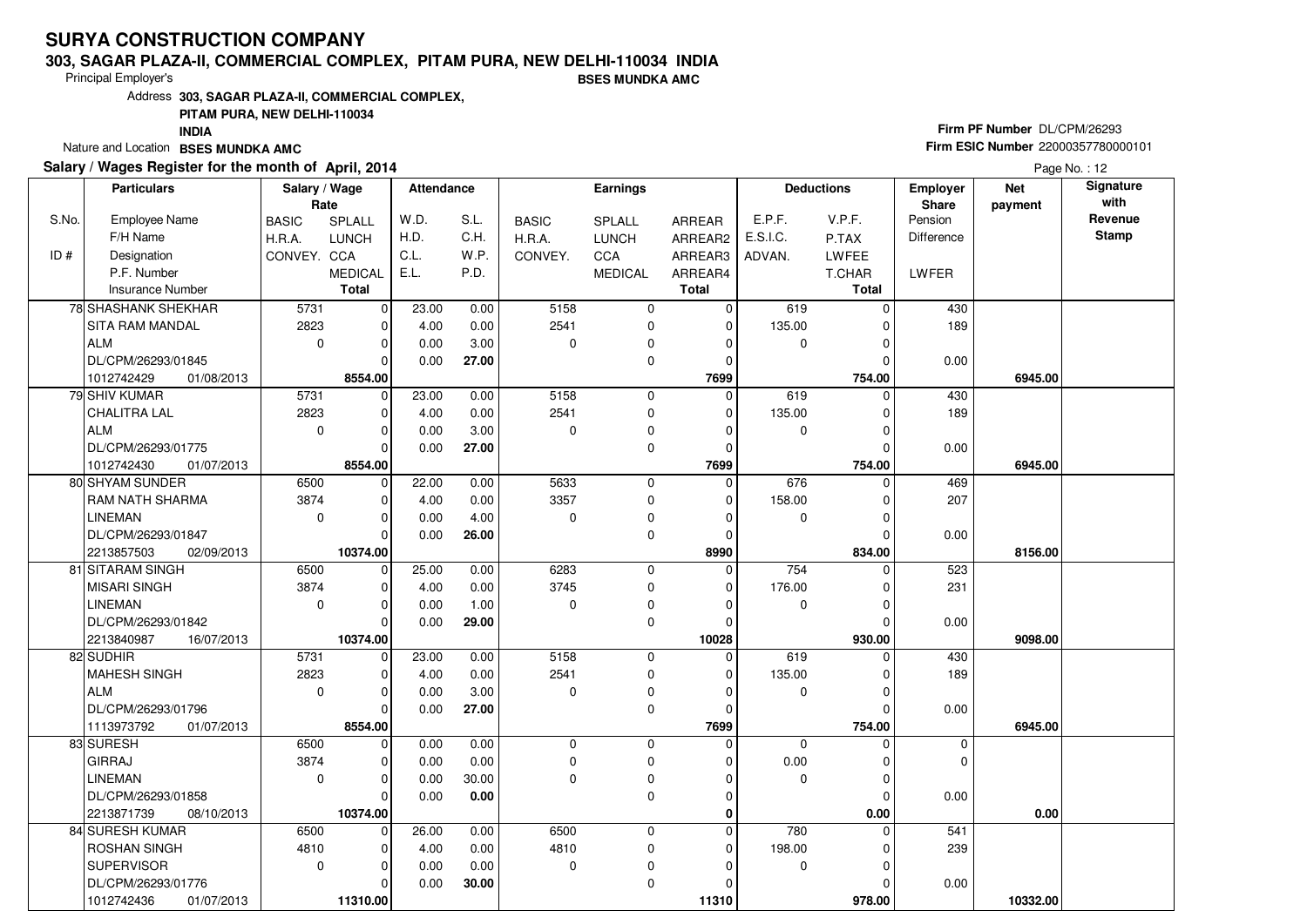# SURYA CONSTRUCTION COMPANY

**303, SAGAR PLAZA-II, COMMERCIAL COMPLEX, PITAM PURA, NEW DELHI-110034 INDIA**

Principal Employer's **BSES MUNDKA AMC**

Address **303, SAGAR PLAZA-II, COMMERCIAL COMPLEX, PITAM PURA, NEW DELHI-110034 INDIA**

Nature and Location **BSES MUNDKA AMC**

**Firm PF Number** DL/CPM/26293

**Firm ESIC Number** 22000357780000101

**Salary / Wages Register for the month of April, 2014**

Page No. : 12

| S.No. / ID # | Employee Name / F/H Name / Designation / P.F. Number / Insurance Number | Salary / Wage Rate: BASIC / H.R.A. / CONVEY. | SPLALL / LUNCH / CCA / MEDICAL / Total | Attendance: W.D. / H.D. / C.L. / E.L. | S.L. / C.H. / W.P. / P.D. | Earnings: BASIC / H.R.A. / CONVEY. | SPLALL / LUNCH / CCA / MEDICAL | ARREAR / ARREAR2 / ARREAR3 / ARREAR4 / Total | Deductions: E.P.F. / E.S.I.C. / ADVAN. | V.P.F. / P.TAX / LWFEE / T.CHAR / Total | Employer Share: Pension / Difference / LWFER | Net payment | Signature with Revenue Stamp |
|---|---|---|---|---|---|---|---|---|---|---|---|---|---|
| 78 | SHASHANK SHEKHAR / SITA RAM MANDAL / ALM / DL/CPM/26293/01845 / 1012742429 01/08/2013 | 5731 / 2823 / 0 | 0 / 0 / 0 / 0 / **8554.00** | 23.00 / 4.00 / 0.00 / 0.00 | 0.00 / 0.00 / 3.00 / **27.00** | 5158 / 2541 / 0 | 0 / 0 / 0 / 0 | 0 / 0 / 0 / 0 / **7699** | 619 / 135.00 / 0 | 0 / 0 / 0 / 0 / **754.00** | 430 / 189 / 0.00 | **6945.00** | |
| 79 | SHIV KUMAR / CHALITRA LAL / ALM / DL/CPM/26293/01775 / 1012742430 01/07/2013 | 5731 / 2823 / 0 | 0 / 0 / 0 / 0 / **8554.00** | 23.00 / 4.00 / 0.00 / 0.00 | 0.00 / 0.00 / 3.00 / **27.00** | 5158 / 2541 / 0 | 0 / 0 / 0 / 0 | 0 / 0 / 0 / 0 / **7699** | 619 / 135.00 / 0 | 0 / 0 / 0 / 0 / **754.00** | 430 / 189 / 0.00 | **6945.00** | |
| 80 | SHYAM SUNDER / RAM NATH SHARMA / LINEMAN / DL/CPM/26293/01847 / 2213857503 02/09/2013 | 6500 / 3874 / 0 | 0 / 0 / 0 / 0 / **10374.00** | 22.00 / 4.00 / 0.00 / 0.00 | 0.00 / 0.00 / 4.00 / **26.00** | 5633 / 3357 / 0 | 0 / 0 / 0 / 0 | 0 / 0 / 0 / 0 / **8990** | 676 / 158.00 / 0 | 0 / 0 / 0 / 0 / **834.00** | 469 / 207 / 0.00 | **8156.00** | |
| 81 | SITARAM SINGH / MISARI SINGH / LINEMAN / DL/CPM/26293/01842 / 2213840987 16/07/2013 | 6500 / 3874 / 0 | 0 / 0 / 0 / 0 / **10374.00** | 25.00 / 4.00 / 0.00 / 0.00 | 0.00 / 0.00 / 1.00 / **29.00** | 6283 / 3745 / 0 | 0 / 0 / 0 / 0 | 0 / 0 / 0 / 0 / **10028** | 754 / 176.00 / 0 | 0 / 0 / 0 / 0 / **930.00** | 523 / 231 / 0.00 | **9098.00** | |
| 82 | SUDHIR / MAHESH SINGH / ALM / DL/CPM/26293/01796 / 1113973792 01/07/2013 | 5731 / 2823 / 0 | 0 / 0 / 0 / 0 / **8554.00** | 23.00 / 4.00 / 0.00 / 0.00 | 0.00 / 0.00 / 3.00 / **27.00** | 5158 / 2541 / 0 | 0 / 0 / 0 / 0 | 0 / 0 / 0 / 0 / **7699** | 619 / 135.00 / 0 | 0 / 0 / 0 / 0 / **754.00** | 430 / 189 / 0.00 | **6945.00** | |
| 83 | SURESH / GIRRAJ / LINEMAN / DL/CPM/26293/01858 / 2213871739 08/10/2013 | 6500 / 3874 / 0 | 0 / 0 / 0 / 0 / **10374.00** | 0.00 / 0.00 / 0.00 / 0.00 | 0.00 / 0.00 / 30.00 / **0.00** | 0 / 0 / 0 | 0 / 0 / 0 / 0 | 0 / 0 / 0 / 0 / **0** | 0 / 0.00 / 0 | 0 / 0 / 0 / 0 / **0.00** | 0 / 0 / 0.00 | **0.00** | |
| 84 | SURESH KUMAR / ROSHAN SINGH / SUPERVISOR / DL/CPM/26293/01776 / 1012742436 01/07/2013 | 6500 / 4810 / 0 | 0 / 0 / 0 / 0 / **11310.00** | 26.00 / 4.00 / 0.00 / 0.00 | 0.00 / 0.00 / 0.00 / **30.00** | 6500 / 4810 / 0 | 0 / 0 / 0 / 0 | 0 / 0 / 0 / 0 / **11310** | 780 / 198.00 / 0 | 0 / 0 / 0 / 0 / **978.00** | 541 / 239 / 0.00 | **10332.00** | |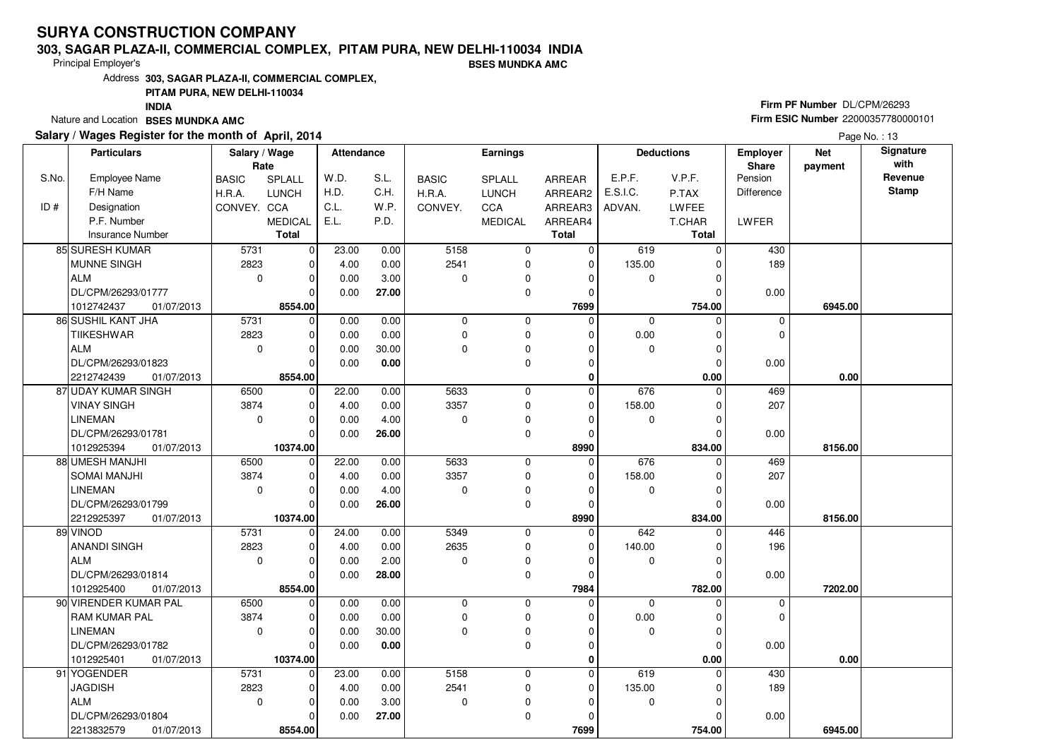# SURYA CONSTRUCTION COMPANY

**303, SAGAR PLAZA-II, COMMERCIAL COMPLEX, PITAM PURA, NEW DELHI-110034 INDIA**

Principal Employer's **BSES MUNDKA AMC**

Address **303, SAGAR PLAZA-II, COMMERCIAL COMPLEX, PITAM PURA, NEW DELHI-110034 INDIA**

Nature and Location **BSES MUNDKA AMC**

**Firm PF Number** DL/CPM/26293

**Firm ESIC Number** 22000357780000101

**Salary / Wages Register for the month of April, 2014**

Page No. : 13

| S.No. / ID # | Particulars: Employee Name / F/H Name / Designation / P.F. Number / Insurance Number | Salary / Wage Rate: BASIC / H.R.A. / CONVEY. | SPLALL / LUNCH / CCA / MEDICAL / Total | Attendance: W.D. / H.D. / C.L. / E.L. | S.L. / C.H. / W.P. / P.D. | Earnings: BASIC / H.R.A. / CONVEY. | SPLALL / LUNCH / CCA / MEDICAL | ARREAR / ARREAR2 / ARREAR3 / ARREAR4 / Total | Deductions: E.P.F. / E.S.I.C. / ADVAN. | V.P.F. / P.TAX / LWFEE / T.CHAR / Total | Employer Share: Pension / Difference / LWFER | Net payment | Signature with Revenue Stamp |
|---|---|---|---|---|---|---|---|---|---|---|---|---|---|
| 85 | SURESH KUMAR | 5731 | 0 | 23.00 | 0.00 | 5158 | 0 | 0 | 619 | 0 | 430 | | |
| | MUNNE SINGH | 2823 | 0 | 4.00 | 0.00 | 2541 | 0 | 0 | 135.00 | 0 | 189 | | |
| | ALM | 0 | 0 | 0.00 | 3.00 | 0 | 0 | 0 | 0 | 0 | | | |
| | DL/CPM/26293/01777 | | 0 | 0.00 | 27.00 | | 0 | 0 | | 0 | 0.00 | | |
| | 1012742437 01/07/2013 | | 8554.00 | | | | | 7699 | | 754.00 | | 6945.00 | |
| 86 | SUSHIL KANT JHA | 5731 | 0 | 0.00 | 0.00 | 0 | 0 | 0 | 0 | 0 | 0 | | |
| | TIIKESHWAR | 2823 | 0 | 0.00 | 0.00 | 0 | 0 | 0 | 0.00 | 0 | 0 | | |
| | ALM | 0 | 0 | 0.00 | 30.00 | 0 | 0 | 0 | 0 | 0 | | | |
| | DL/CPM/26293/01823 | | 0 | 0.00 | 0.00 | | 0 | 0 | | 0 | 0.00 | | |
| | 2212742439 01/07/2013 | | 8554.00 | | | | | 0 | | 0.00 | | 0.00 | |
| 87 | UDAY KUMAR SINGH | 6500 | 0 | 22.00 | 0.00 | 5633 | 0 | 0 | 676 | 0 | 469 | | |
| | VINAY SINGH | 3874 | 0 | 4.00 | 0.00 | 3357 | 0 | 0 | 158.00 | 0 | 207 | | |
| | LINEMAN | 0 | 0 | 0.00 | 4.00 | 0 | 0 | 0 | 0 | 0 | | | |
| | DL/CPM/26293/01781 | | 0 | 0.00 | 26.00 | | 0 | 0 | | 0 | 0.00 | | |
| | 1012925394 01/07/2013 | | 10374.00 | | | | | 8990 | | 834.00 | | 8156.00 | |
| 88 | UMESH MANJHI | 6500 | 0 | 22.00 | 0.00 | 5633 | 0 | 0 | 676 | 0 | 469 | | |
| | SOMAI MANJHI | 3874 | 0 | 4.00 | 0.00 | 3357 | 0 | 0 | 158.00 | 0 | 207 | | |
| | LINEMAN | 0 | 0 | 0.00 | 4.00 | 0 | 0 | 0 | 0 | 0 | | | |
| | DL/CPM/26293/01799 | | 0 | 0.00 | 26.00 | | 0 | 0 | | 0 | 0.00 | | |
| | 2212925397 01/07/2013 | | 10374.00 | | | | | 8990 | | 834.00 | | 8156.00 | |
| 89 | VINOD | 5731 | 0 | 24.00 | 0.00 | 5349 | 0 | 0 | 642 | 0 | 446 | | |
| | ANANDI SINGH | 2823 | 0 | 4.00 | 0.00 | 2635 | 0 | 0 | 140.00 | 0 | 196 | | |
| | ALM | 0 | 0 | 0.00 | 2.00 | 0 | 0 | 0 | 0 | 0 | | | |
| | DL/CPM/26293/01814 | | 0 | 0.00 | 28.00 | | 0 | 0 | | 0 | 0.00 | | |
| | 1012925400 01/07/2013 | | 8554.00 | | | | | 7984 | | 782.00 | | 7202.00 | |
| 90 | VIRENDER KUMAR PAL | 6500 | 0 | 0.00 | 0.00 | 0 | 0 | 0 | 0 | 0 | 0 | | |
| | RAM KUMAR PAL | 3874 | 0 | 0.00 | 0.00 | 0 | 0 | 0 | 0.00 | 0 | 0 | | |
| | LINEMAN | 0 | 0 | 0.00 | 30.00 | 0 | 0 | 0 | 0 | 0 | | | |
| | DL/CPM/26293/01782 | | 0 | 0.00 | 0.00 | | 0 | 0 | | 0 | 0.00 | | |
| | 1012925401 01/07/2013 | | 10374.00 | | | | | 0 | | 0.00 | | 0.00 | |
| 91 | YOGENDER | 5731 | 0 | 23.00 | 0.00 | 5158 | 0 | 0 | 619 | 0 | 430 | | |
| | JAGDISH | 2823 | 0 | 4.00 | 0.00 | 2541 | 0 | 0 | 135.00 | 0 | 189 | | |
| | ALM | 0 | 0 | 0.00 | 3.00 | 0 | 0 | 0 | 0 | 0 | | | |
| | DL/CPM/26293/01804 | | 0 | 0.00 | 27.00 | | 0 | 0 | | 0 | 0.00 | | |
| | 2213832579 01/07/2013 | | 8554.00 | | | | | 7699 | | 754.00 | | 6945.00 | |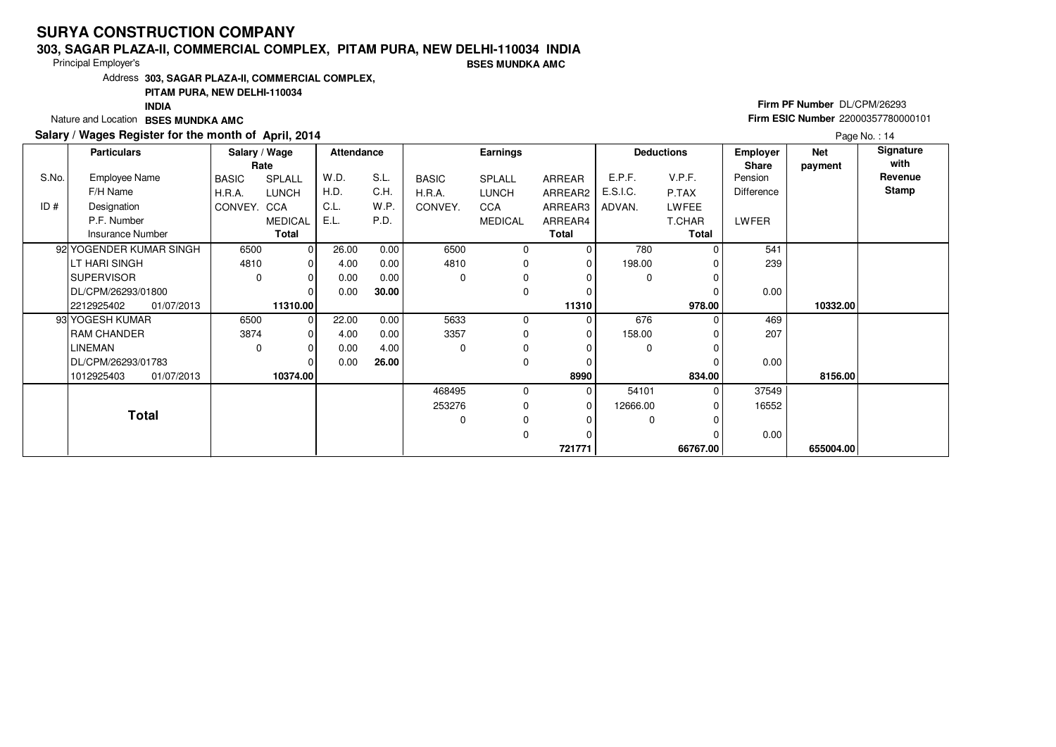# SURYA CONSTRUCTION COMPANY

**303, SAGAR PLAZA-II, COMMERCIAL COMPLEX, PITAM PURA, NEW DELHI-110034 INDIA**

Principal Employer's **BSES MUNDKA AMC**

Address **303, SAGAR PLAZA-II, COMMERCIAL COMPLEX, PITAM PURA, NEW DELHI-110034 INDIA**

Nature and Location **BSES MUNDKA AMC**

**Firm PF Number** DL/CPM/26293

**Firm ESIC Number** 22000357780000101

**Salary / Wages Register for the month of April, 2014**

| S.No. / ID # | Particulars: Employee Name / F/H Name / Designation / P.F. Number / Insurance Number | Salary / Wage Rate: BASIC / H.R.A. / CONVEY. | Salary / Wage Rate: SPLALL / LUNCH / CCA / MEDICAL / Total | Attendance: W.D. / H.D. / C.L. / E.L. | Attendance: S.L. / C.H. / W.P. / P.D. | Earnings: BASIC / H.R.A. / CONVEY. | Earnings: SPLALL / LUNCH / CCA / MEDICAL | Earnings: ARREAR / ARREAR2 / ARREAR3 / ARREAR4 / Total | Deductions: E.P.F. / E.S.I.C. / ADVAN. | Deductions: V.P.F. / P.TAX / LWFEE / T.CHAR / Total | Employer Share: Pension / Difference / LWFER | Net payment | Signature with Revenue Stamp |
|---|---|---|---|---|---|---|---|---|---|---|---|---|---|
| 92 | YOGENDER KUMAR SINGH | 6500 | 0 | 26.00 | 0.00 | 6500 | 0 | 0 | 780 | 0 | 541 | | |
| | LT HARI SINGH | 4810 | 0 | 4.00 | 0.00 | 4810 | 0 | 0 | 198.00 | 0 | 239 | | |
| | SUPERVISOR | 0 | 0 | 0.00 | 0.00 | 0 | 0 | 0 | 0 | 0 | | | |
| | DL/CPM/26293/01800 | | 0 | 0.00 | **30.00** | | 0 | 0 | | 0 | 0.00 | | |
| | 2212925402 01/07/2013 | | **11310.00** | | | | | **11310** | | **978.00** | | **10332.00** | |
| 93 | YOGESH KUMAR | 6500 | 0 | 22.00 | 0.00 | 5633 | 0 | 0 | 676 | 0 | 469 | | |
| | RAM CHANDER | 3874 | 0 | 4.00 | 0.00 | 3357 | 0 | 0 | 158.00 | 0 | 207 | | |
| | LINEMAN | 0 | 0 | 0.00 | 4.00 | 0 | 0 | 0 | 0 | 0 | | | |
| | DL/CPM/26293/01783 | | 0 | 0.00 | **26.00** | | 0 | 0 | | 0 | 0.00 | | |
| | 1012925403 01/07/2013 | | **10374.00** | | | | | **8990** | | **834.00** | | **8156.00** | |
| | **Total** | | | | | 468495 | 0 | 0 | 54101 | 0 | 37549 | | |
| | | | | | | 253276 | 0 | 0 | 12666.00 | 0 | 16552 | | |
| | | | | | | 0 | 0 | 0 | 0 | 0 | | | |
| | | | | | | | 0 | 0 | | 0 | 0.00 | | |
| | | | | | | | | **721771** | | **66767.00** | | **655004.00** | |